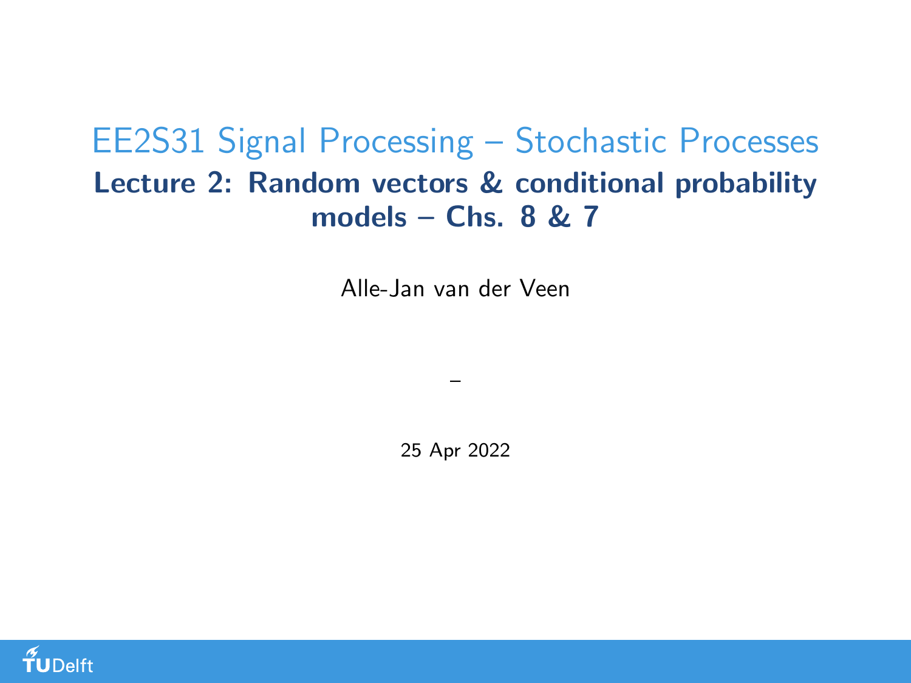# EE2S31 Signal Processing – Stochastic Processes

## Lecture 2: Random vectors & conditional probability models – Chs. 8 & 7

Alle-Jan van der Veen

–

25 Apr 2022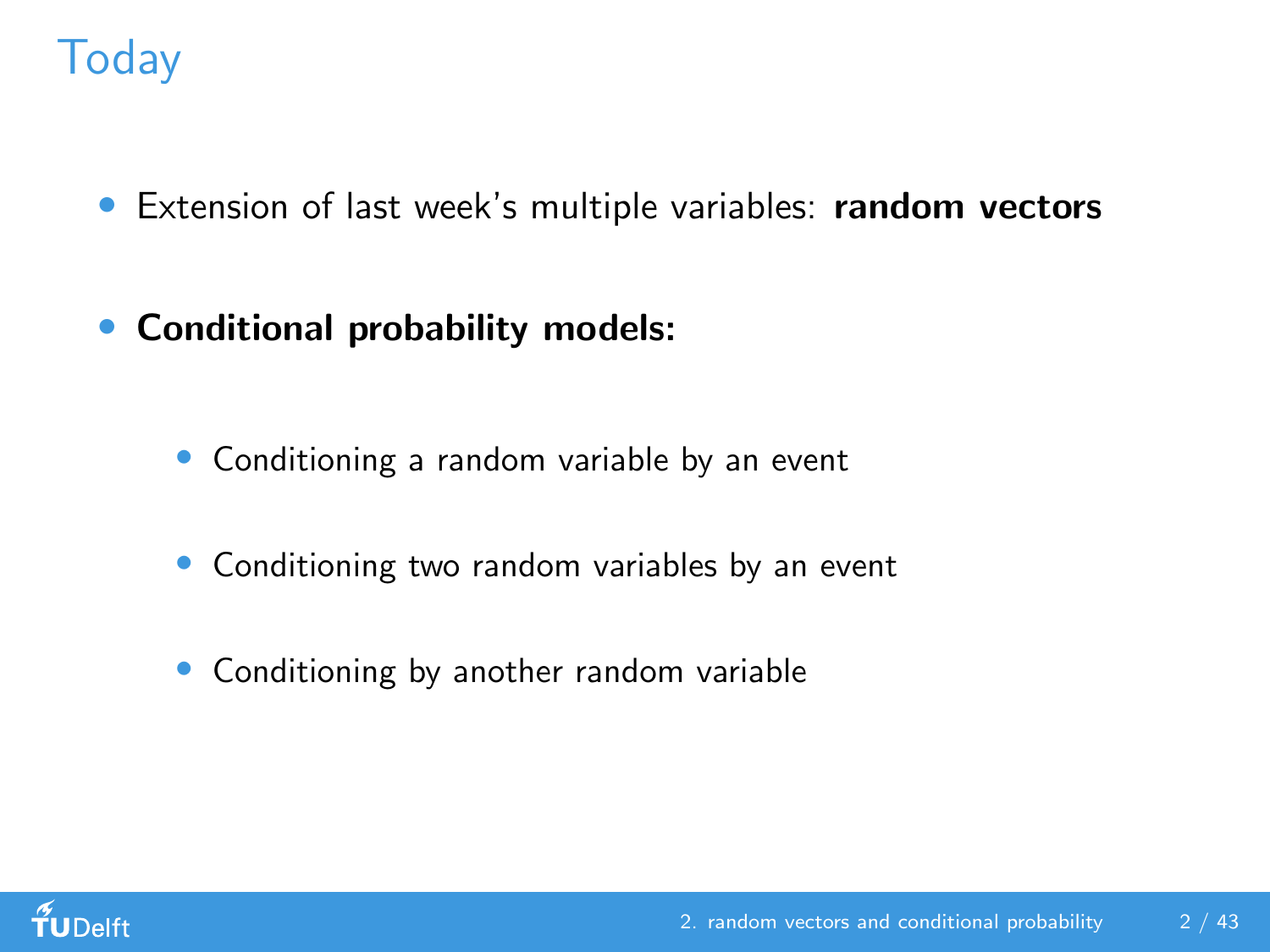# Today

- Extension of last week's multiple variables: **random vectors**
- **Conditional probability models:**
  - Conditioning a random variable by an event
  - Conditioning two random variables by an event
  - Conditioning by another random variable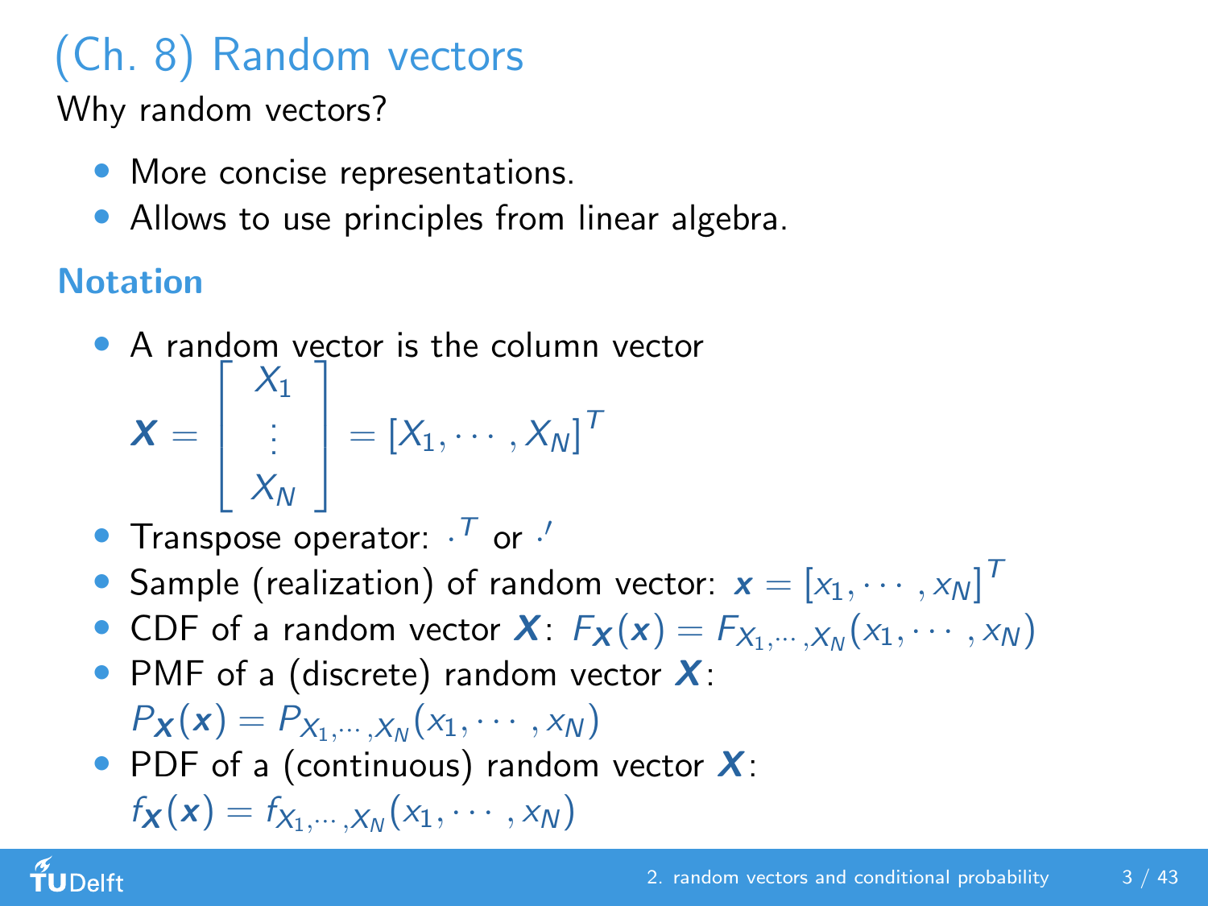# (Ch. 8) Random vectors

Why random vectors?

- More concise representations.
- Allows to use principles from linear algebra.

## Notation

- A random vector is the column vector

$$\boldsymbol{X} = \begin{bmatrix} X_1 \\ \vdots \\ X_N \end{bmatrix} = [X_1, \cdots, X_N]^T$$

- Transpose operator: $\cdot^T$ or $\cdot'$
- Sample (realization) of random vector: $\boldsymbol{x} = [x_1, \cdots, x_N]^T$
- CDF of a random vector $\boldsymbol{X}$: $F_{\boldsymbol{X}}(\boldsymbol{x}) = F_{X_1,\cdots,X_N}(x_1, \cdots, x_N)$
- PMF of a (discrete) random vector $\boldsymbol{X}$:
  $P_{\boldsymbol{X}}(\boldsymbol{x}) = P_{X_1,\cdots,X_N}(x_1, \cdots, x_N)$
- PDF of a (continuous) random vector $\boldsymbol{X}$:
  $f_{\boldsymbol{X}}(\boldsymbol{x}) = f_{X_1,\cdots,X_N}(x_1, \cdots, x_N)$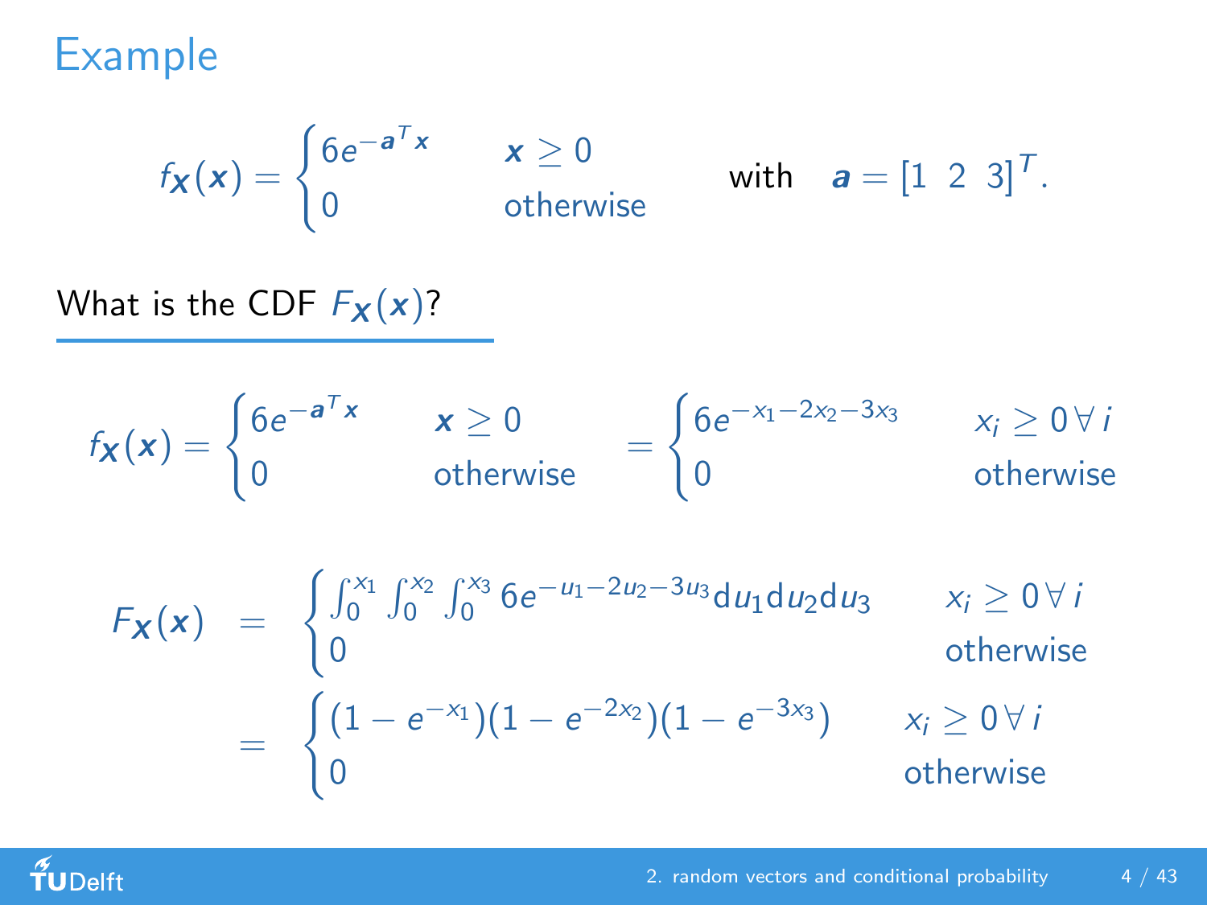# Example

$$f_{\boldsymbol{X}}(\boldsymbol{x}) = \begin{cases} 6e^{-\boldsymbol{a}^T\boldsymbol{x}} & \boldsymbol{x} \geq 0 \\ 0 & \text{otherwise} \end{cases} \qquad \text{with} \quad \boldsymbol{a} = [1 \;\; 2 \;\; 3]^T.$$

What is the CDF $F_{\boldsymbol{X}}(\boldsymbol{x})$?

$$f_{\boldsymbol{X}}(\boldsymbol{x}) = \begin{cases} 6e^{-\boldsymbol{a}^T\boldsymbol{x}} & \boldsymbol{x} \geq 0 \\ 0 & \text{otherwise} \end{cases} = \begin{cases} 6e^{-x_1-2x_2-3x_3} & x_i \geq 0 \,\forall\, i \\ 0 & \text{otherwise} \end{cases}$$

$$\begin{aligned} F_{\boldsymbol{X}}(\boldsymbol{x}) &= \begin{cases} \int_0^{x_1}\int_0^{x_2}\int_0^{x_3} 6e^{-u_1-2u_2-3u_3}\mathrm{d}u_1\mathrm{d}u_2\mathrm{d}u_3 & x_i \geq 0 \,\forall\, i \\ 0 & \text{otherwise} \end{cases} \\ &= \begin{cases} (1-e^{-x_1})(1-e^{-2x_2})(1-e^{-3x_3}) & x_i \geq 0 \,\forall\, i \\ 0 & \text{otherwise} \end{cases} \end{aligned}$$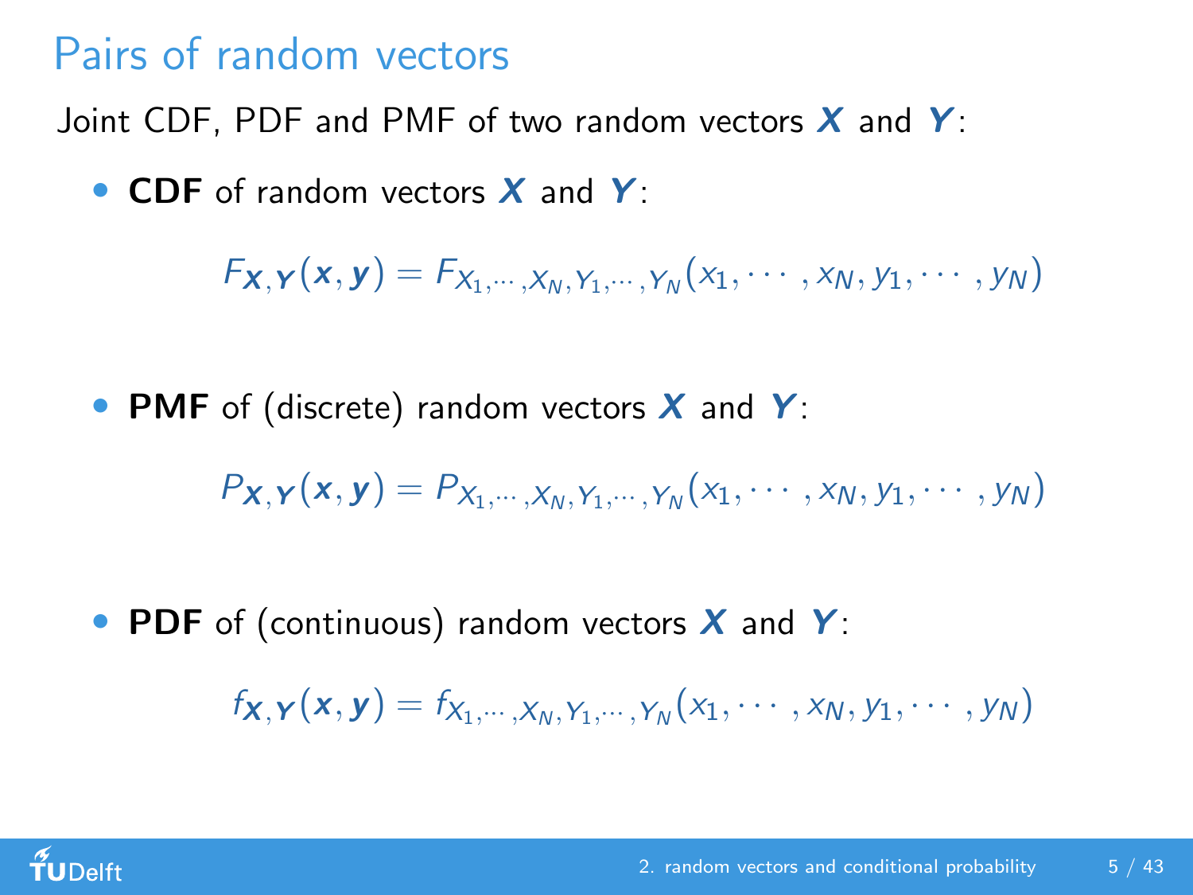# Pairs of random vectors

Joint CDF, PDF and PMF of two random vectors $\boldsymbol{X}$ and $\boldsymbol{Y}$:

- **CDF** of random vectors $\boldsymbol{X}$ and $\boldsymbol{Y}$:

$$F_{\boldsymbol{X},\boldsymbol{Y}}(\boldsymbol{x}, \boldsymbol{y}) = F_{X_1,\cdots,X_N,Y_1,\cdots,Y_N}(x_1, \cdots, x_N, y_1, \cdots, y_N)$$

- **PMF** of (discrete) random vectors $\boldsymbol{X}$ and $\boldsymbol{Y}$:

$$P_{\boldsymbol{X},\boldsymbol{Y}}(\boldsymbol{x}, \boldsymbol{y}) = P_{X_1,\cdots,X_N,Y_1,\cdots,Y_N}(x_1, \cdots, x_N, y_1, \cdots, y_N)$$

- **PDF** of (continuous) random vectors $\boldsymbol{X}$ and $\boldsymbol{Y}$:

$$f_{\boldsymbol{X},\boldsymbol{Y}}(\boldsymbol{x}, \boldsymbol{y}) = f_{X_1,\cdots,X_N,Y_1,\cdots,Y_N}(x_1, \cdots, x_N, y_1, \cdots, y_N)$$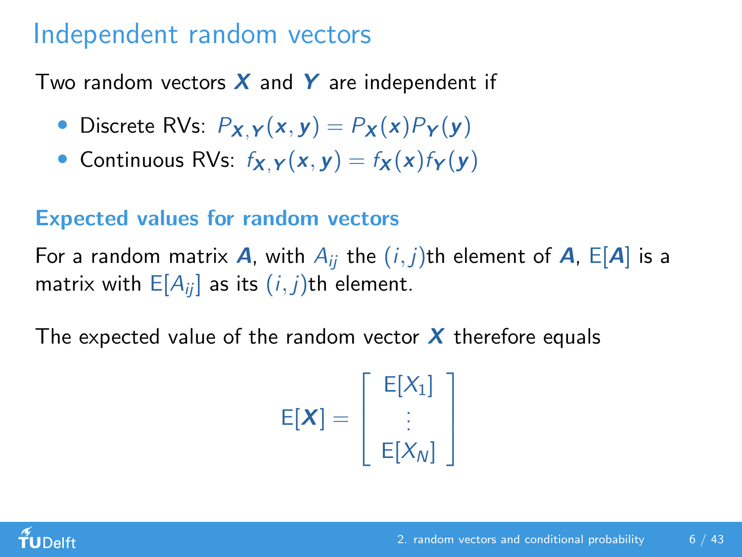# Independent random vectors

Two random vectors $\boldsymbol{X}$ and $\boldsymbol{Y}$ are independent if

- Discrete RVs: $P_{\boldsymbol{X},\boldsymbol{Y}}(\boldsymbol{x}, \boldsymbol{y}) = P_{\boldsymbol{X}}(\boldsymbol{x})P_{\boldsymbol{Y}}(\boldsymbol{y})$
- Continuous RVs: $f_{\boldsymbol{X},\boldsymbol{Y}}(\boldsymbol{x}, \boldsymbol{y}) = f_{\boldsymbol{X}}(\boldsymbol{x})f_{\boldsymbol{Y}}(\boldsymbol{y})$

### Expected values for random vectors

For a random matrix $\boldsymbol{A}$, with $A_{ij}$ the $(i, j)$th element of $\boldsymbol{A}$, $\mathrm{E}[\boldsymbol{A}]$ is a matrix with $\mathrm{E}[A_{ij}]$ as its $(i, j)$th element.

The expected value of the random vector $\boldsymbol{X}$ therefore equals

$$\mathrm{E}[\boldsymbol{X}] = \begin{bmatrix} \mathrm{E}[X_1] \\ \vdots \\ \mathrm{E}[X_N] \end{bmatrix}$$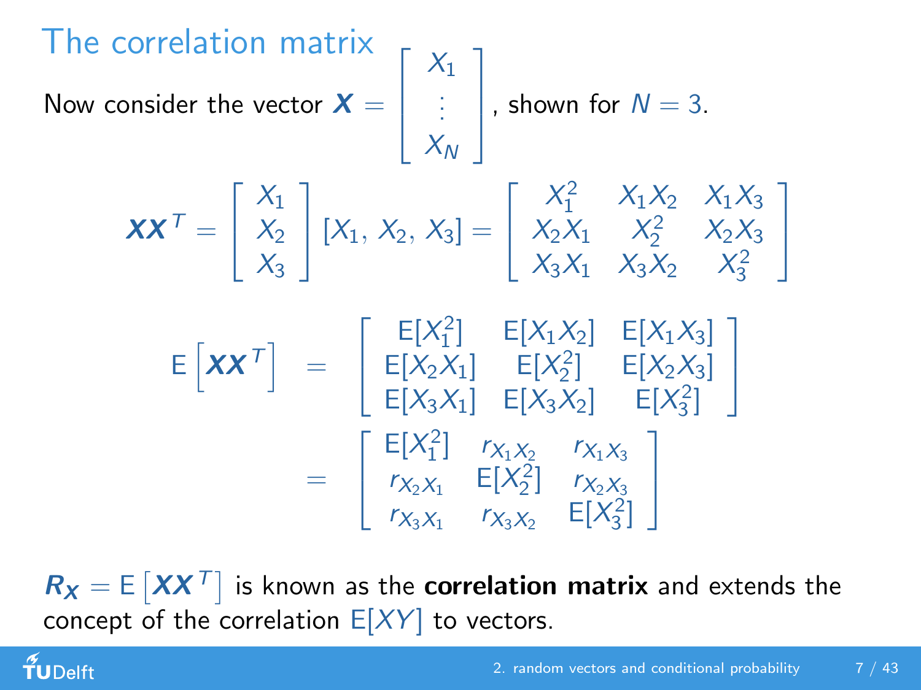# The correlation matrix

Now consider the vector $\boldsymbol{X} = \begin{bmatrix} X_1 \\ \vdots \\ X_N \end{bmatrix}$, shown for $N = 3$.

$$\boldsymbol{X}\boldsymbol{X}^T = \begin{bmatrix} X_1 \\ X_2 \\ X_3 \end{bmatrix} [X_1, \, X_2, \, X_3] = \begin{bmatrix} X_1^2 & X_1X_2 & X_1X_3 \\ X_2X_1 & X_2^2 & X_2X_3 \\ X_3X_1 & X_3X_2 & X_3^2 \end{bmatrix}$$

$$\begin{aligned} \mathrm{E}\left[\boldsymbol{X}\boldsymbol{X}^T\right] &= \begin{bmatrix} \mathrm{E}[X_1^2] & \mathrm{E}[X_1X_2] & \mathrm{E}[X_1X_3] \\ \mathrm{E}[X_2X_1] & \mathrm{E}[X_2^2] & \mathrm{E}[X_2X_3] \\ \mathrm{E}[X_3X_1] & \mathrm{E}[X_3X_2] & \mathrm{E}[X_3^2] \end{bmatrix} \\ &= \begin{bmatrix} \mathrm{E}[X_1^2] & r_{X_1X_2} & r_{X_1X_3} \\ r_{X_2X_1} & \mathrm{E}[X_2^2] & r_{X_2X_3} \\ r_{X_3X_1} & r_{X_3X_2} & \mathrm{E}[X_3^2] \end{bmatrix} \end{aligned}$$

$\boldsymbol{R_X} = \mathrm{E}\left[\boldsymbol{X}\boldsymbol{X}^T\right]$ is known as the **correlation matrix** and extends the concept of the correlation $\mathrm{E}[XY]$ to vectors.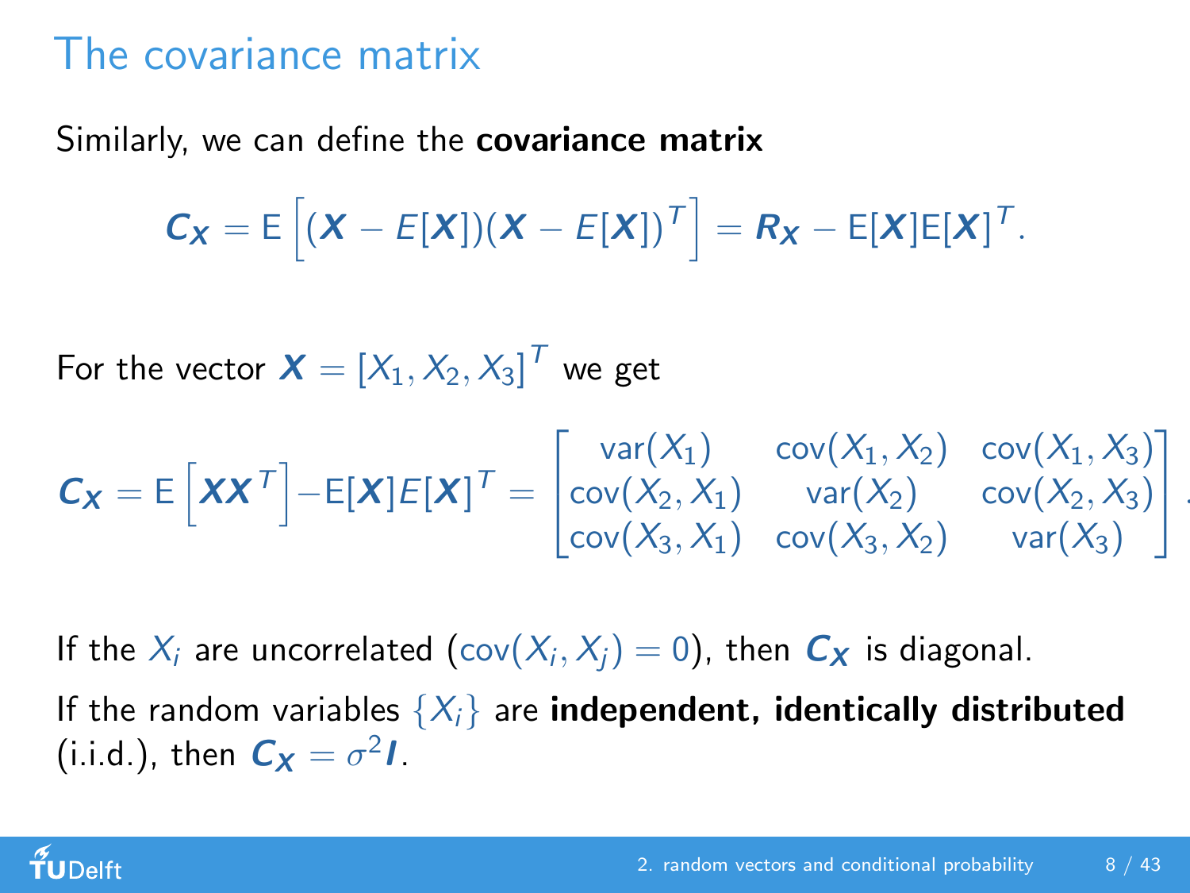# The covariance matrix

Similarly, we can define the **covariance matrix**

$$\boldsymbol{C_X} = \mathrm{E}\left[(\boldsymbol{X} - E[\boldsymbol{X}])(\boldsymbol{X} - E[\boldsymbol{X}])^T\right] = \boldsymbol{R_X} - \mathrm{E}[\boldsymbol{X}]\mathrm{E}[\boldsymbol{X}]^T.$$

For the vector $\boldsymbol{X} = [X_1, X_2, X_3]^T$ we get

$$\boldsymbol{C_X} = \mathrm{E}\left[\boldsymbol{X}\boldsymbol{X}^T\right] - \mathrm{E}[\boldsymbol{X}]E[\boldsymbol{X}]^T = \begin{bmatrix} \mathrm{var}(X_1) & \mathrm{cov}(X_1, X_2) & \mathrm{cov}(X_1, X_3) \\ \mathrm{cov}(X_2, X_1) & \mathrm{var}(X_2) & \mathrm{cov}(X_2, X_3) \\ \mathrm{cov}(X_3, X_1) & \mathrm{cov}(X_3, X_2) & \mathrm{var}(X_3) \end{bmatrix}.$$

If the $X_i$ are uncorrelated ($\mathrm{cov}(X_i, X_j) = 0$), then $\boldsymbol{C_X}$ is diagonal.

If the random variables $\{X_i\}$ are **independent, identically distributed** (i.i.d.), then $\boldsymbol{C_X} = \sigma^2 \boldsymbol{I}$.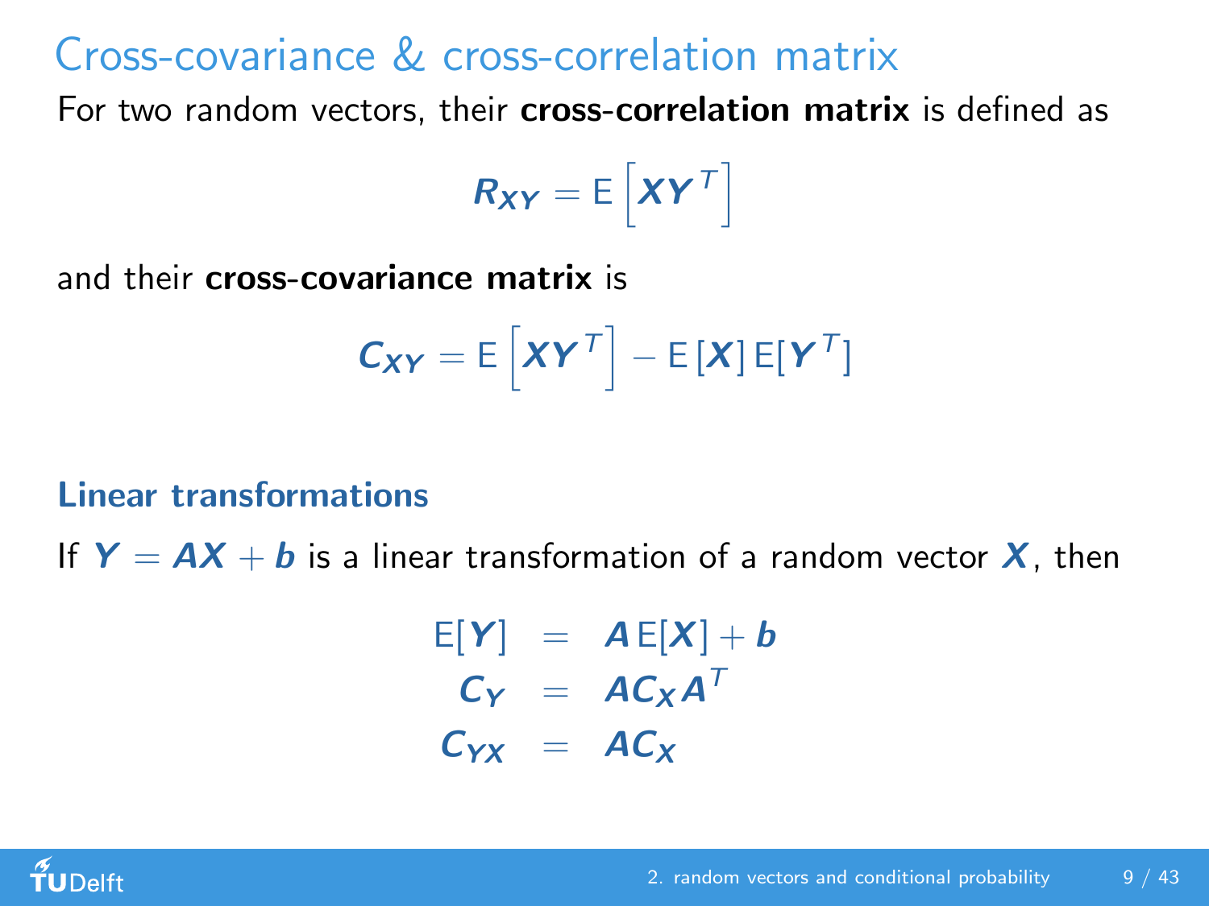# Cross-covariance & cross-correlation matrix

For two random vectors, their **cross-correlation matrix** is defined as

$$\boldsymbol{R_{XY}} = \mathrm{E}\left[\boldsymbol{X}\boldsymbol{Y}^T\right]$$

and their **cross-covariance matrix** is

$$\boldsymbol{C_{XY}} = \mathrm{E}\left[\boldsymbol{X}\boldsymbol{Y}^T\right] - \mathrm{E}\left[\boldsymbol{X}\right]\mathrm{E}[\boldsymbol{Y}^T]$$

## Linear transformations

If $\boldsymbol{Y} = \boldsymbol{A}\boldsymbol{X} + \boldsymbol{b}$ is a linear transformation of a random vector $\boldsymbol{X}$, then

$$\begin{aligned}
\mathrm{E}[\boldsymbol{Y}] &= \boldsymbol{A}\,\mathrm{E}[\boldsymbol{X}] + \boldsymbol{b} \\
\boldsymbol{C_Y} &= \boldsymbol{A}\boldsymbol{C_X}\boldsymbol{A}^T \\
\boldsymbol{C_{YX}} &= \boldsymbol{A}\boldsymbol{C_X}
\end{aligned}$$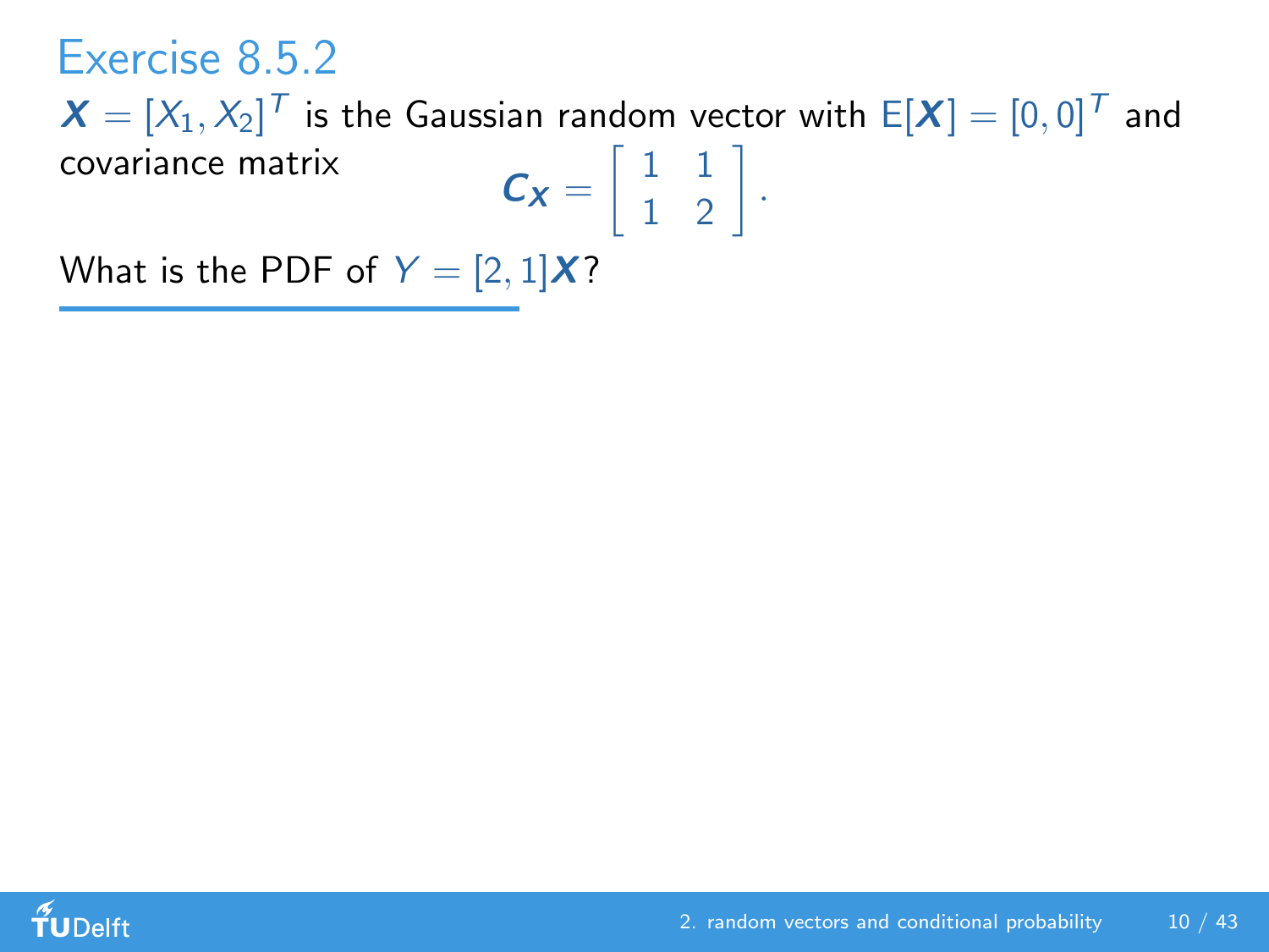# Exercise 8.5.2

$\boldsymbol{X} = [X_1, X_2]^T$ is the Gaussian random vector with $\mathrm{E}[\boldsymbol{X}] = [0, 0]^T$ and covariance matrix

$$\boldsymbol{C_X} = \left[ \begin{array}{cc} 1 & 1 \\ 1 & 2 \end{array} \right].$$

What is the PDF of $Y = [2, 1]\boldsymbol{X}$?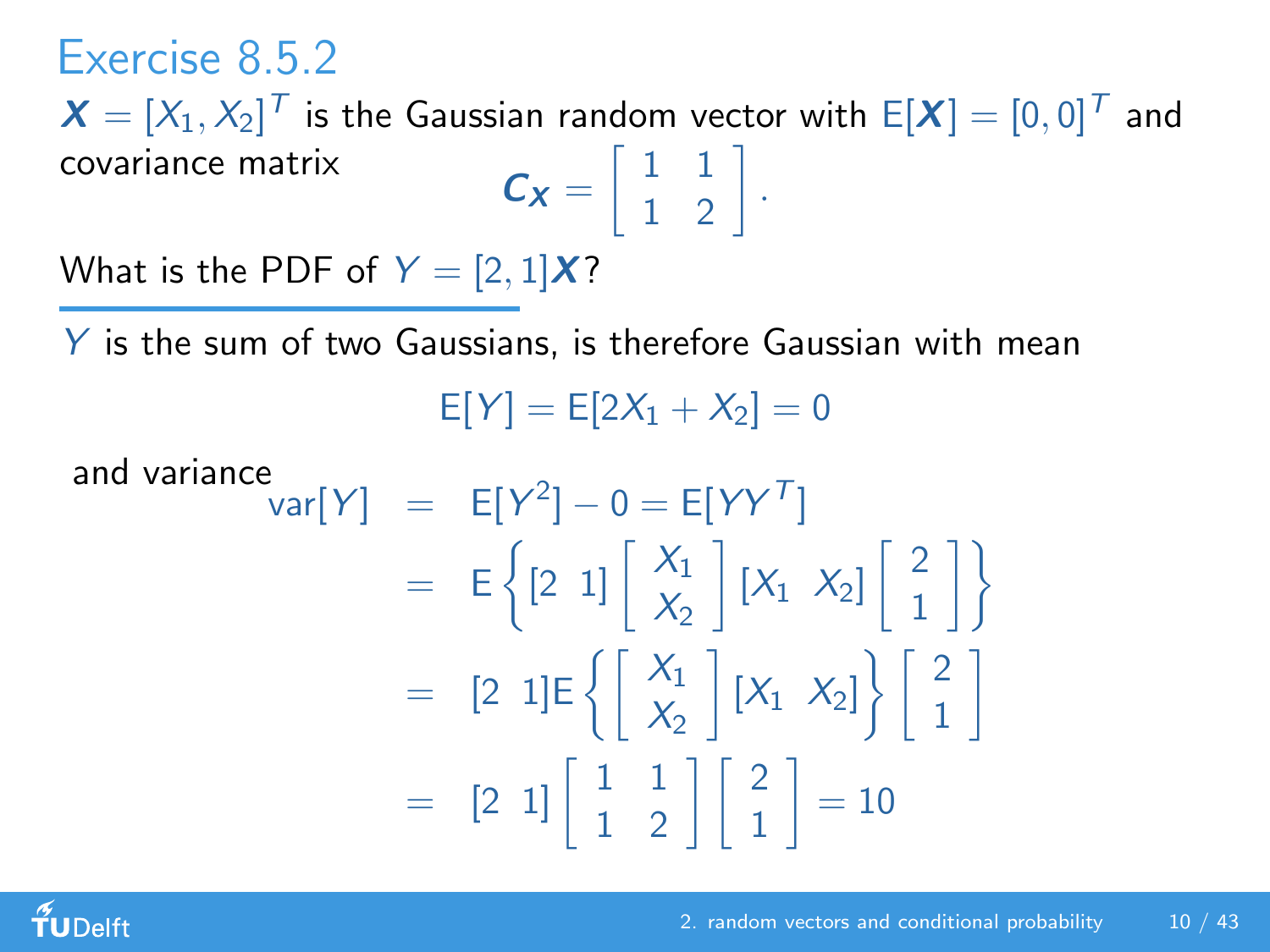# Exercise 8.5.2

$\boldsymbol{X} = [X_1, X_2]^T$ is the Gaussian random vector with $\mathrm{E}[\boldsymbol{X}] = [0, 0]^T$ and covariance matrix

$$\boldsymbol{C_X} = \begin{bmatrix} 1 & 1 \\ 1 & 2 \end{bmatrix}.$$

What is the PDF of $Y = [2, 1]\boldsymbol{X}$?

$Y$ is the sum of two Gaussians, is therefore Gaussian with mean

$$\mathrm{E}[Y] = \mathrm{E}[2X_1 + X_2] = 0$$

and variance

$$\begin{aligned}
\mathrm{var}[Y] &= \mathrm{E}[Y^2] - 0 = \mathrm{E}[YY^T] \\
&= \mathrm{E}\left\{[2 \;\; 1]\begin{bmatrix} X_1 \\ X_2 \end{bmatrix}[X_1 \;\; X_2]\begin{bmatrix} 2 \\ 1 \end{bmatrix}\right\} \\
&= [2 \;\; 1]\mathrm{E}\left\{\begin{bmatrix} X_1 \\ X_2 \end{bmatrix}[X_1 \;\; X_2]\right\}\begin{bmatrix} 2 \\ 1 \end{bmatrix} \\
&= [2 \;\; 1]\begin{bmatrix} 1 & 1 \\ 1 & 2 \end{bmatrix}\begin{bmatrix} 2 \\ 1 \end{bmatrix} = 10
\end{aligned}$$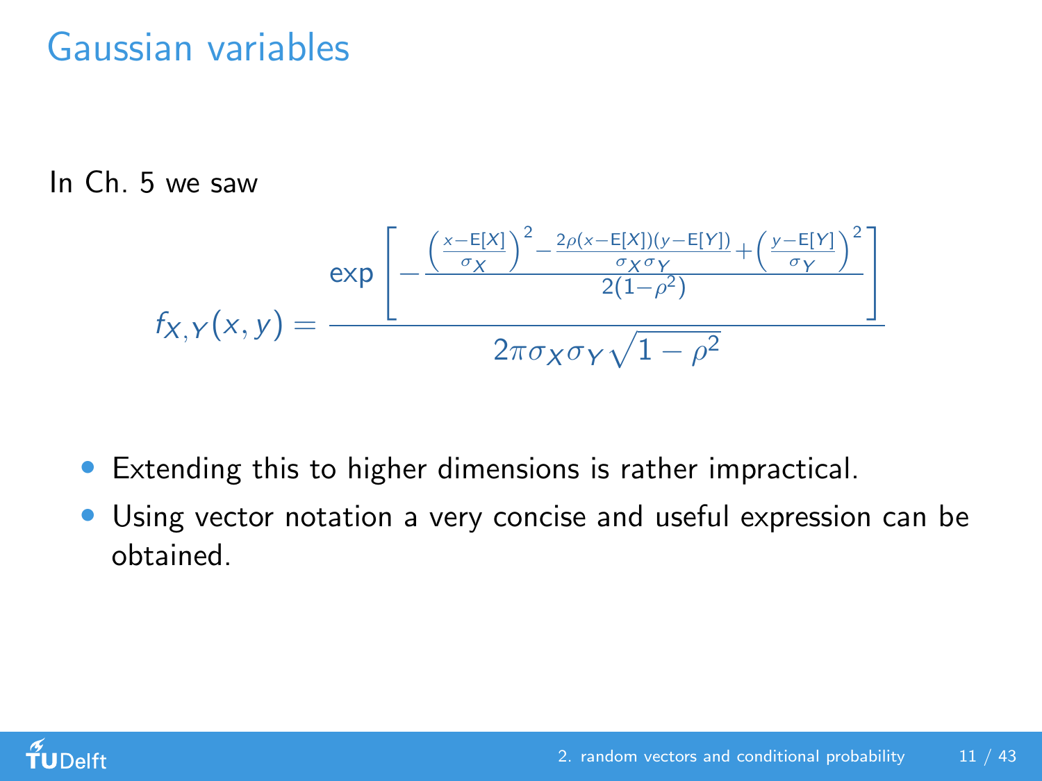# Gaussian variables

In Ch. 5 we saw

$$f_{X,Y}(x,y) = \frac{\exp\left[-\frac{\left(\frac{x-\mathsf{E}[X]}{\sigma_X}\right)^2 - \frac{2\rho(x-\mathsf{E}[X])(y-\mathsf{E}[Y])}{\sigma_X\sigma_Y} + \left(\frac{y-\mathsf{E}[Y]}{\sigma_Y}\right)^2}{2(1-\rho^2)}\right]}{2\pi\sigma_X\sigma_Y\sqrt{1-\rho^2}}$$

- Extending this to higher dimensions is rather impractical.
- Using vector notation a very concise and useful expression can be obtained.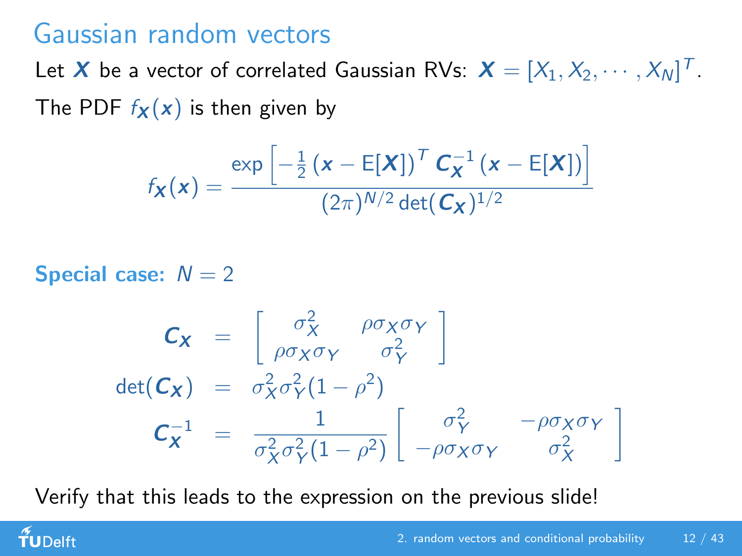# Gaussian random vectors

Let $\boldsymbol{X}$ be a vector of correlated Gaussian RVs: $\boldsymbol{X} = [X_1, X_2, \cdots, X_N]^T$.

The PDF $f_{\boldsymbol{X}}(\boldsymbol{x})$ is then given by

$$f_{\boldsymbol{X}}(\boldsymbol{x}) = \frac{\exp\left[-\frac{1}{2}\left(\boldsymbol{x} - \mathrm{E}[\boldsymbol{X}]\right)^T \boldsymbol{C}_{\boldsymbol{X}}^{-1}\left(\boldsymbol{x} - \mathrm{E}[\boldsymbol{X}]\right)\right]}{(2\pi)^{N/2}\det(\boldsymbol{C}_{\boldsymbol{X}})^{1/2}}$$

**Special case:** $N = 2$

$$\begin{aligned}
\boldsymbol{C}_{\boldsymbol{X}} &= \begin{bmatrix} \sigma_X^2 & \rho\sigma_X\sigma_Y \\ \rho\sigma_X\sigma_Y & \sigma_Y^2 \end{bmatrix} \\
\det(\boldsymbol{C}_{\boldsymbol{X}}) &= \sigma_X^2\sigma_Y^2(1-\rho^2) \\
\boldsymbol{C}_{\boldsymbol{X}}^{-1} &= \frac{1}{\sigma_X^2\sigma_Y^2(1-\rho^2)}\begin{bmatrix} \sigma_Y^2 & -\rho\sigma_X\sigma_Y \\ -\rho\sigma_X\sigma_Y & \sigma_X^2 \end{bmatrix}
\end{aligned}$$

Verify that this leads to the expression on the previous slide!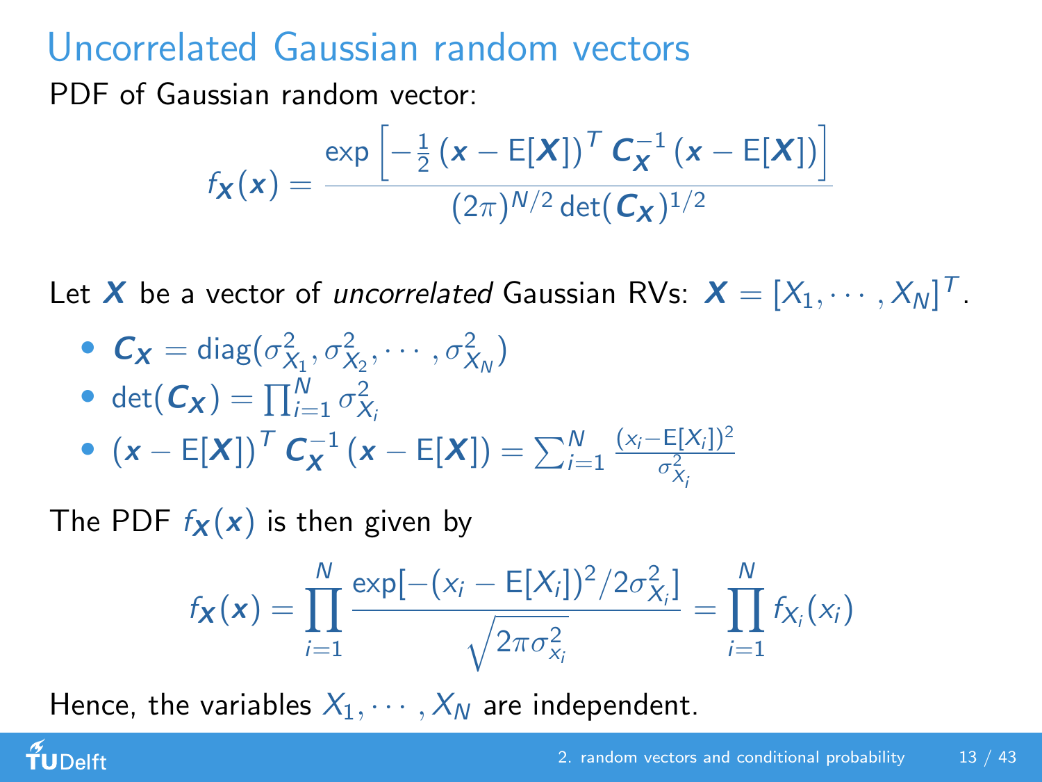# Uncorrelated Gaussian random vectors

PDF of Gaussian random vector:

$$f_{\boldsymbol{X}}(\boldsymbol{x}) = \frac{\exp\left[-\frac{1}{2}\left(\boldsymbol{x} - \mathrm{E}[\boldsymbol{X}]\right)^T \boldsymbol{C}_{\boldsymbol{X}}^{-1}\left(\boldsymbol{x} - \mathrm{E}[\boldsymbol{X}]\right)\right]}{(2\pi)^{N/2}\det(\boldsymbol{C}_{\boldsymbol{X}})^{1/2}}$$

Let $\boldsymbol{X}$ be a vector of *uncorrelated* Gaussian RVs: $\boldsymbol{X} = [X_1, \cdots, X_N]^T$.

- $\boldsymbol{C}_{\boldsymbol{X}} = \mathrm{diag}(\sigma^2_{X_1}, \sigma^2_{X_2}, \cdots, \sigma^2_{X_N})$
- $\det(\boldsymbol{C}_{\boldsymbol{X}}) = \prod_{i=1}^{N} \sigma^2_{X_i}$
- $\left(\boldsymbol{x} - \mathrm{E}[\boldsymbol{X}]\right)^T \boldsymbol{C}_{\boldsymbol{X}}^{-1}\left(\boldsymbol{x} - \mathrm{E}[\boldsymbol{X}]\right) = \sum_{i=1}^{N} \frac{(x_i - \mathrm{E}[X_i])^2}{\sigma^2_{X_i}}$

The PDF $f_{\boldsymbol{X}}(\boldsymbol{x})$ is then given by

$$f_{\boldsymbol{X}}(\boldsymbol{x}) = \prod_{i=1}^{N} \frac{\exp[-(x_i - \mathrm{E}[X_i])^2/2\sigma^2_{X_i}]}{\sqrt{2\pi\sigma^2_{x_i}}} = \prod_{i=1}^{N} f_{X_i}(x_i)$$

Hence, the variables $X_1, \cdots, X_N$ are independent.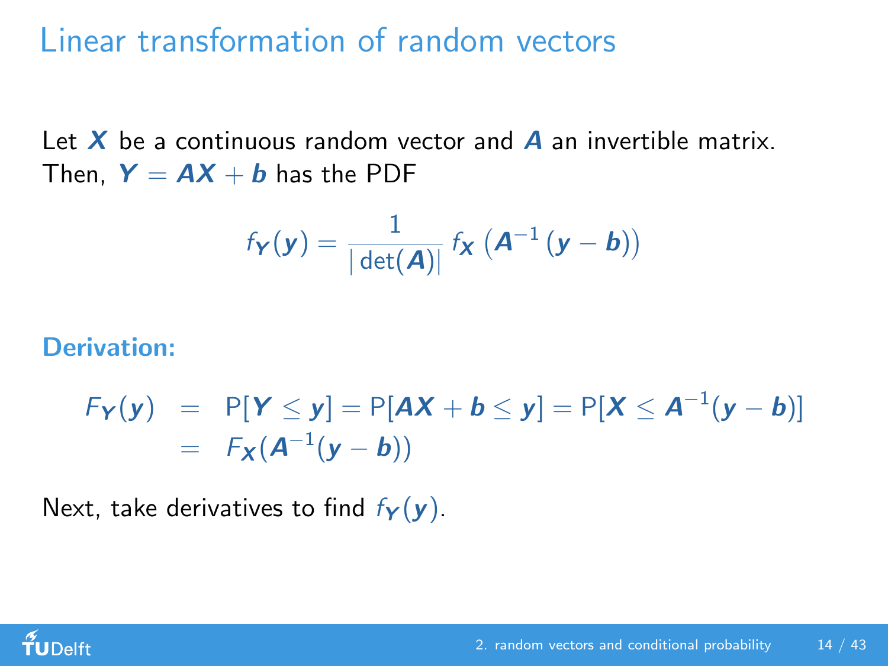# Linear transformation of random vectors

Let $\boldsymbol{X}$ be a continuous random vector and $\boldsymbol{A}$ an invertible matrix. Then, $\boldsymbol{Y} = \boldsymbol{A}\boldsymbol{X} + \boldsymbol{b}$ has the PDF

$$f_{\boldsymbol{Y}}(\boldsymbol{y}) = \frac{1}{|\det(\boldsymbol{A})|} f_{\boldsymbol{X}}\left(\boldsymbol{A}^{-1}(\boldsymbol{y} - \boldsymbol{b})\right)$$

**Derivation:**

$$\begin{aligned} F_{\boldsymbol{Y}}(\boldsymbol{y}) &= \mathrm{P}[\boldsymbol{Y} \le \boldsymbol{y}] = \mathrm{P}[\boldsymbol{A}\boldsymbol{X} + \boldsymbol{b} \le \boldsymbol{y}] = \mathrm{P}[\boldsymbol{X} \le \boldsymbol{A}^{-1}(\boldsymbol{y} - \boldsymbol{b})] \\ &= F_{\boldsymbol{X}}(\boldsymbol{A}^{-1}(\boldsymbol{y} - \boldsymbol{b})) \end{aligned}$$

Next, take derivatives to find $f_{\boldsymbol{Y}}(\boldsymbol{y})$.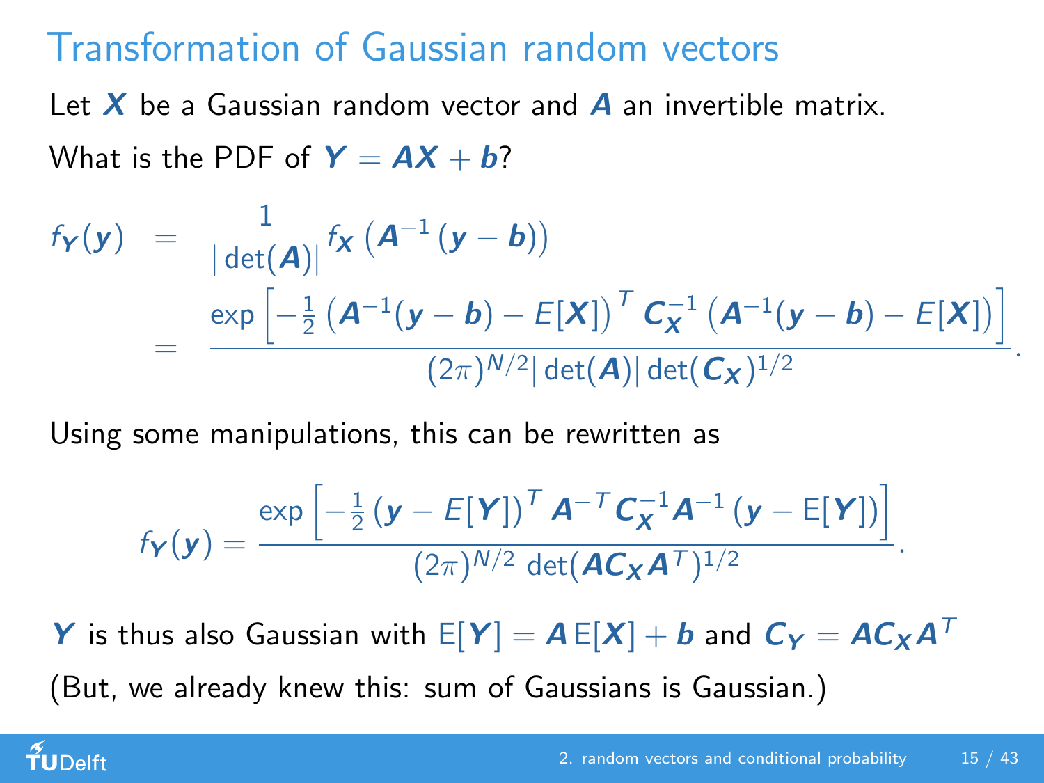# Transformation of Gaussian random vectors

Let $\boldsymbol{X}$ be a Gaussian random vector and $\boldsymbol{A}$ an invertible matrix.

What is the PDF of $\boldsymbol{Y} = \boldsymbol{A}\boldsymbol{X} + \boldsymbol{b}$?

$$
\begin{aligned}
f_{\boldsymbol{Y}}(\boldsymbol{y}) &= \frac{1}{|\det(\boldsymbol{A})|} f_{\boldsymbol{X}}\left(\boldsymbol{A}^{-1}(\boldsymbol{y} - \boldsymbol{b})\right) \\
&= \frac{\exp\left[-\frac{1}{2}\left(\boldsymbol{A}^{-1}(\boldsymbol{y} - \boldsymbol{b}) - E[\boldsymbol{X}]\right)^T \boldsymbol{C}_{\boldsymbol{X}}^{-1}\left(\boldsymbol{A}^{-1}(\boldsymbol{y} - \boldsymbol{b}) - E[\boldsymbol{X}]\right)\right]}{(2\pi)^{N/2}|\det(\boldsymbol{A})|\det(\boldsymbol{C}_{\boldsymbol{X}})^{1/2}}.
\end{aligned}
$$

Using some manipulations, this can be rewritten as

$$
f_{\boldsymbol{Y}}(\boldsymbol{y}) = \frac{\exp\left[-\frac{1}{2}(\boldsymbol{y} - E[\boldsymbol{Y}])^T \boldsymbol{A}^{-T}\boldsymbol{C}_{\boldsymbol{X}}^{-1}\boldsymbol{A}^{-1}(\boldsymbol{y} - \mathrm{E}[\boldsymbol{Y}])\right]}{(2\pi)^{N/2}\det(\boldsymbol{A}\boldsymbol{C}_{\boldsymbol{X}}\boldsymbol{A}^T)^{1/2}}.
$$

$\boldsymbol{Y}$ is thus also Gaussian with $\mathrm{E}[\boldsymbol{Y}] = \boldsymbol{A}\,\mathrm{E}[\boldsymbol{X}] + \boldsymbol{b}$ and $\boldsymbol{C}_{\boldsymbol{Y}} = \boldsymbol{A}\boldsymbol{C}_{\boldsymbol{X}}\boldsymbol{A}^T$

(But, we already knew this: sum of Gaussians is Gaussian.)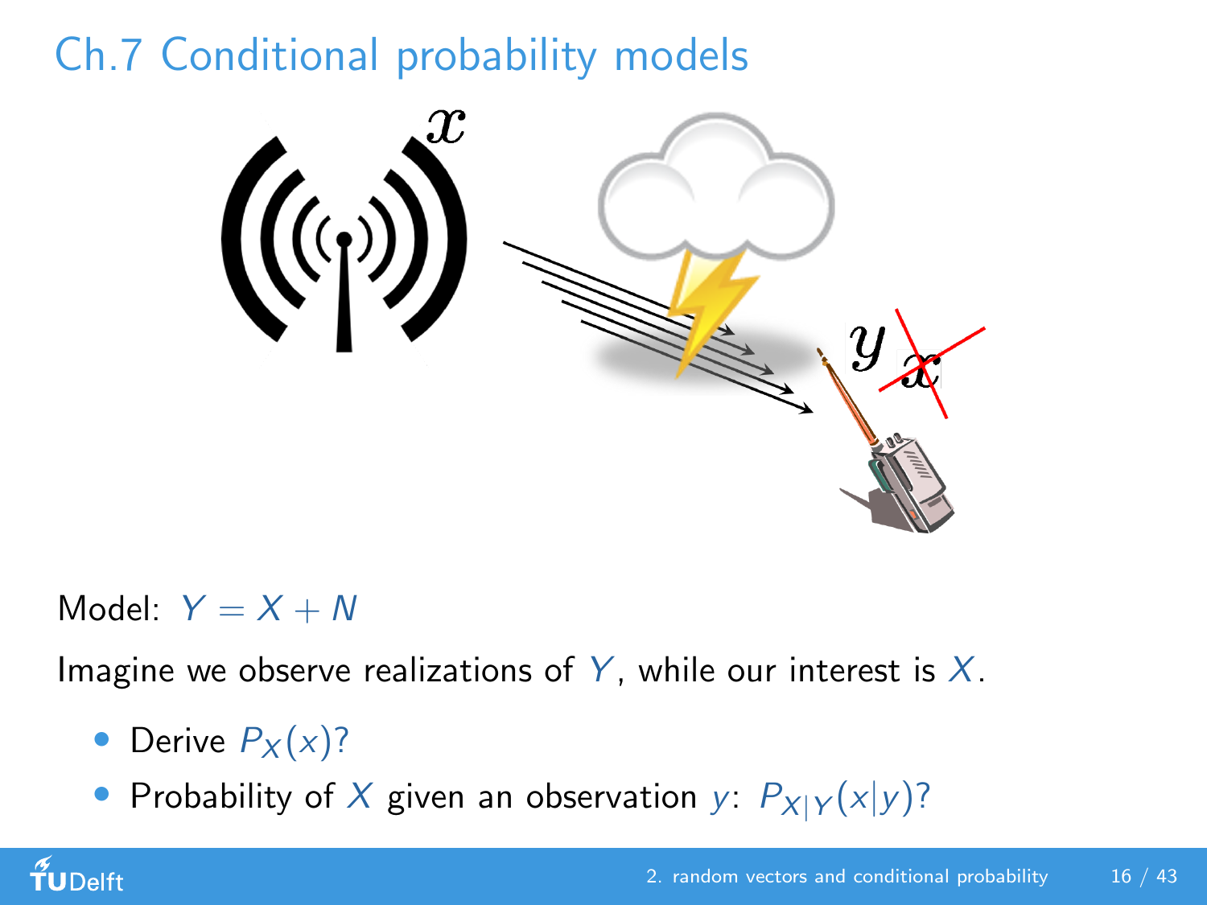# Ch.7 Conditional probability models

Model: $Y = X + N$

Imagine we observe realizations of $Y$, while our interest is $X$.

- Derive $P_X(x)$?
- Probability of $X$ given an observation $y$: $P_{X|Y}(x|y)$?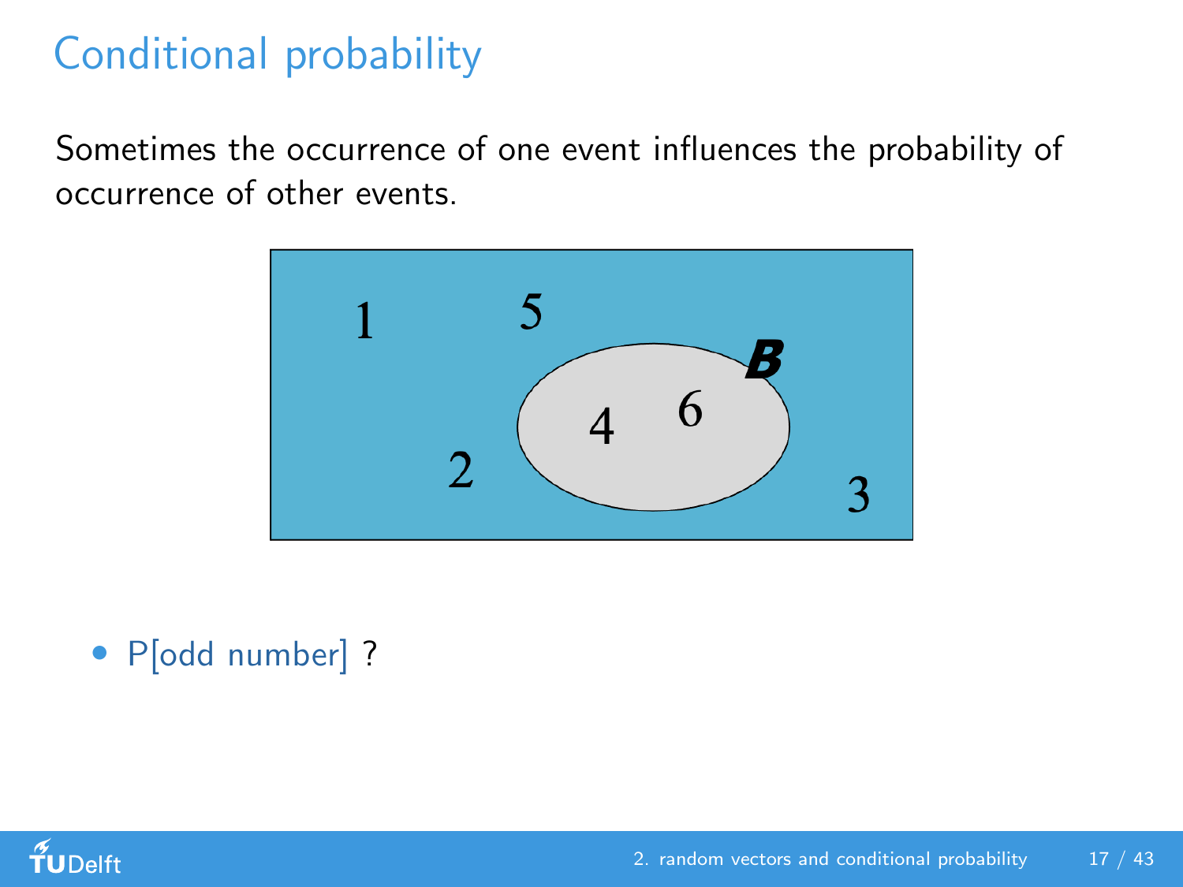# Conditional probability

Sometimes the occurrence of one event influences the probability of occurrence of other events.

- P[odd number] ?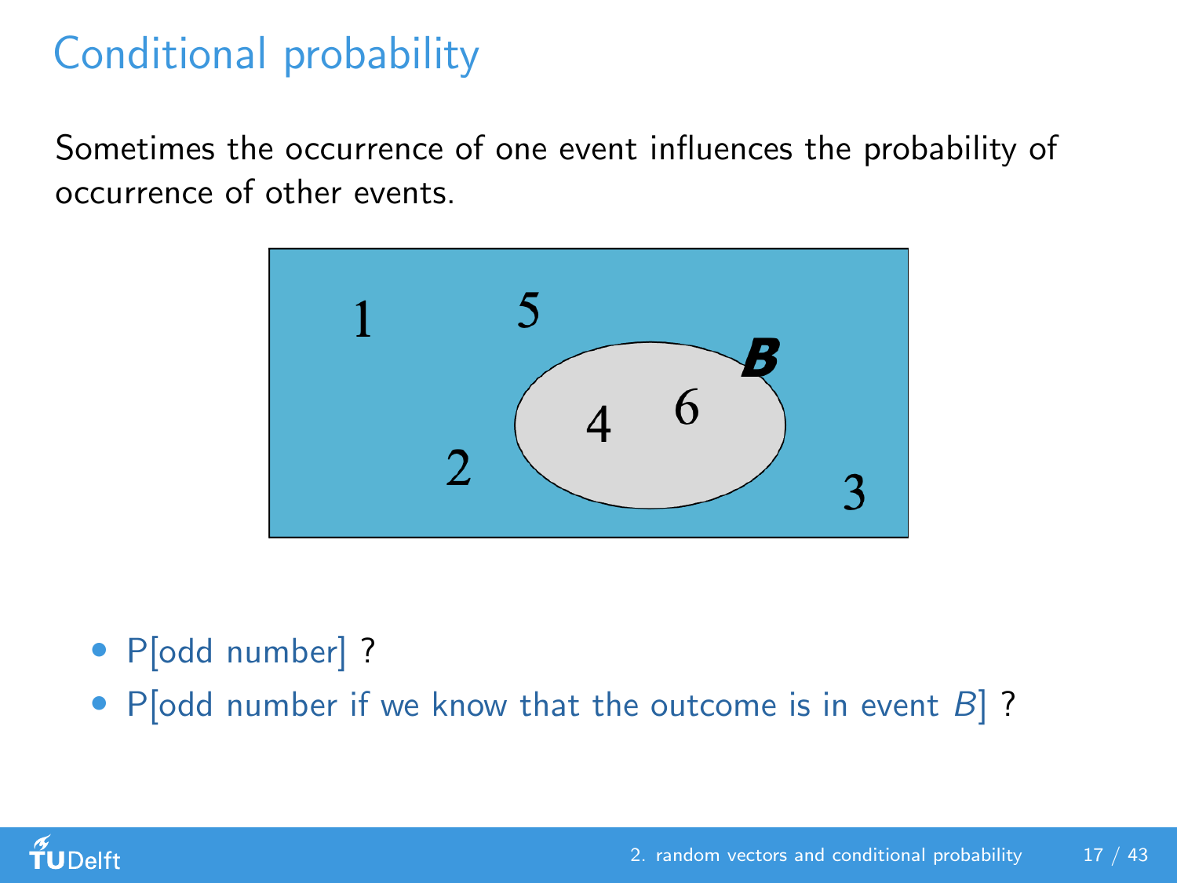# Conditional probability

Sometimes the occurrence of one event influences the probability of occurrence of other events.

- P[odd number] ?
- P[odd number if we know that the outcome is in event $B$] ?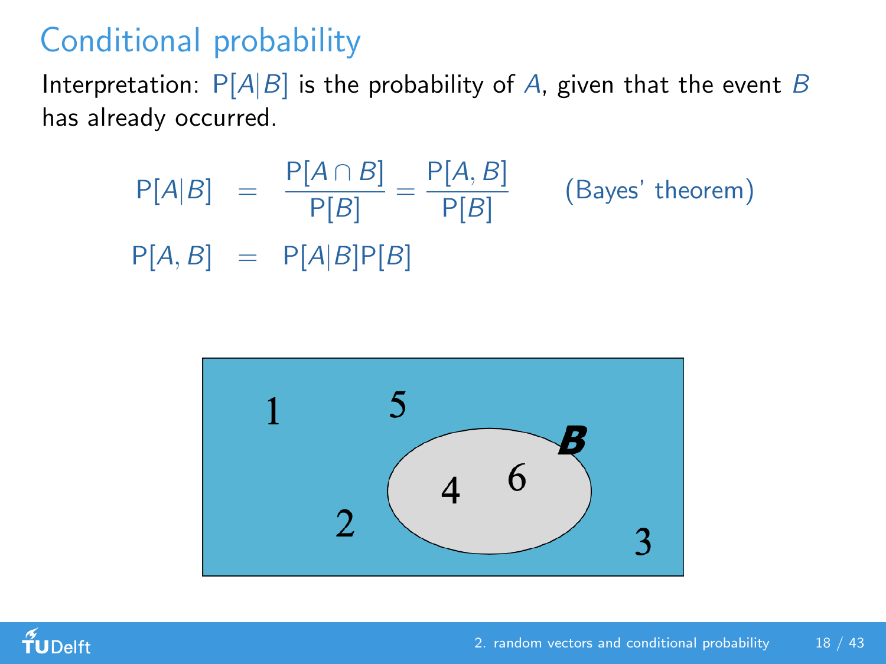# Conditional probability

Interpretation: $P[A|B]$ is the probability of $A$, given that the event $B$ has already occurred.

$$P[A|B] = \frac{P[A \cap B]}{P[B]} = \frac{P[A, B]}{P[B]} \qquad \text{(Bayes' theorem)}$$

$$P[A, B] = P[A|B]P[B]$$

1 5 2 3 4 6 B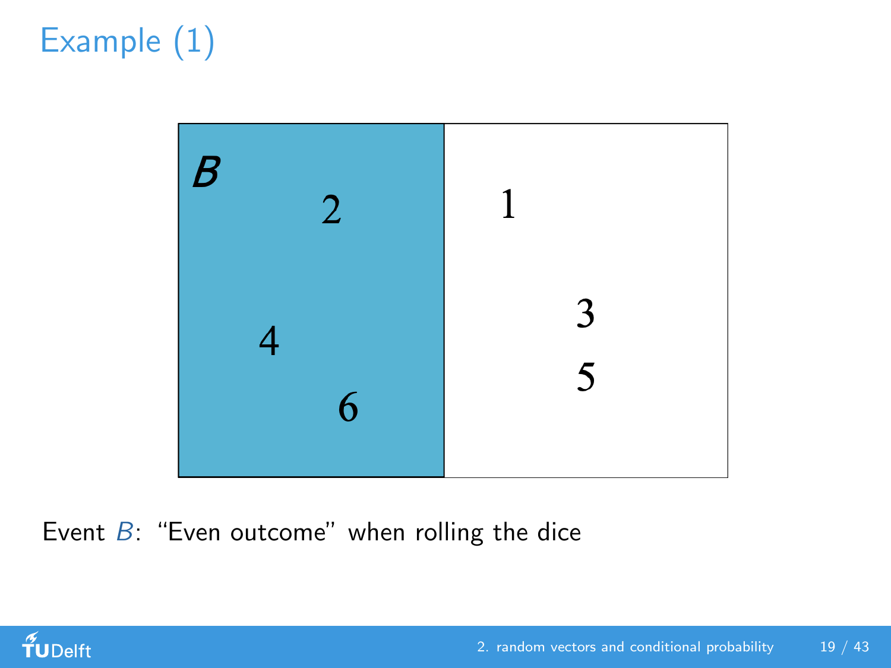# Example (1)

| $B$ | |
|---|---|
| 2 | 1 |
| 4 | 3 |
| 6 | 5 |

Event $B$: "Even outcome" when rolling the dice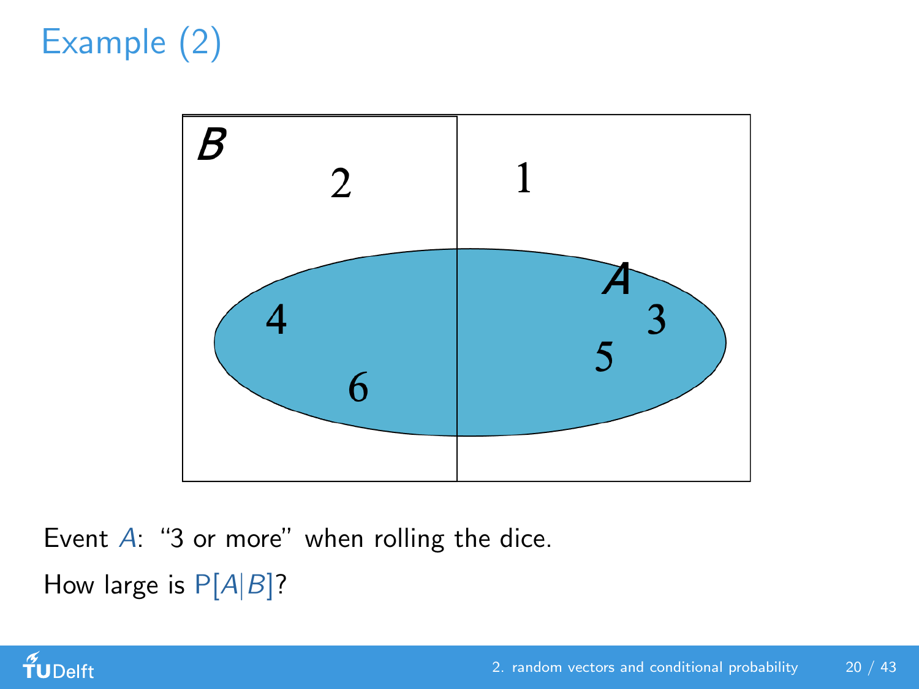# Example (2)

Event $A$: "3 or more" when rolling the dice.

How large is $P[A|B]$?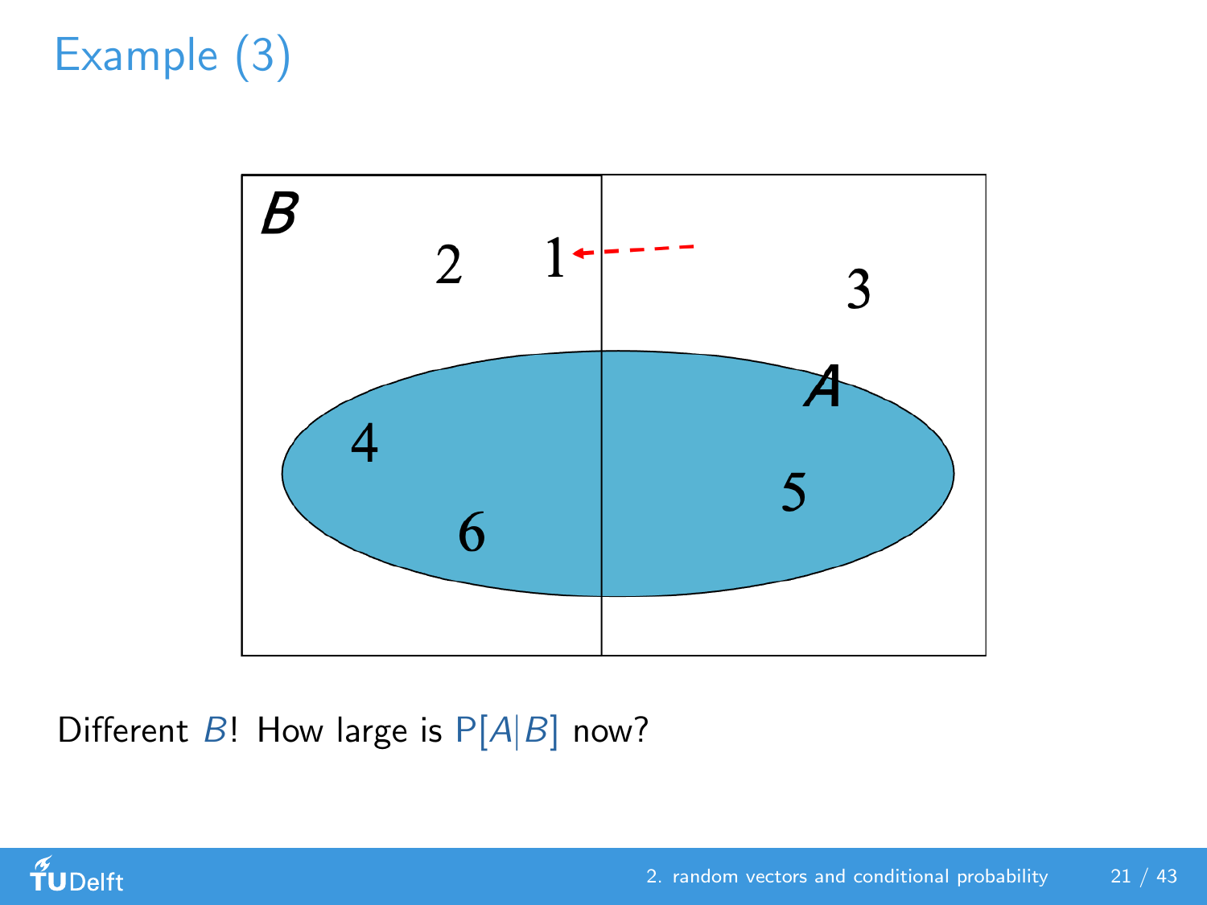# Example (3)

Different $B$! How large is $\mathrm{P}[A|B]$ now?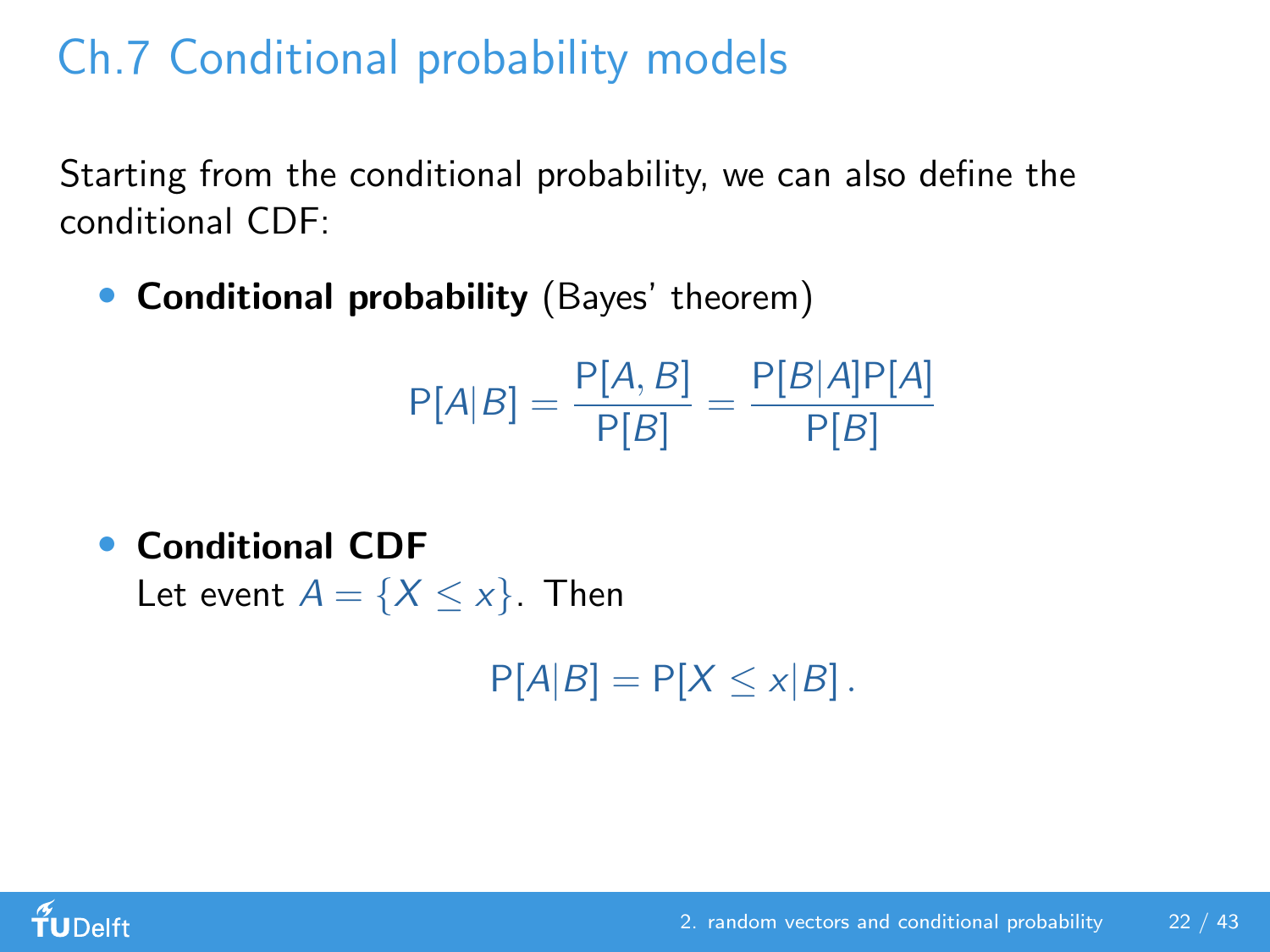# Ch.7 Conditional probability models

Starting from the conditional probability, we can also define the conditional CDF:

- **Conditional probability** (Bayes' theorem)

$$\mathrm{P}[A|B] = \frac{\mathrm{P}[A,B]}{\mathrm{P}[B]} = \frac{\mathrm{P}[B|A]\mathrm{P}[A]}{\mathrm{P}[B]}$$

- **Conditional CDF**
  Let event $A = \{X \leq x\}$. Then

$$\mathrm{P}[A|B] = \mathrm{P}[X \leq x|B] \,.$$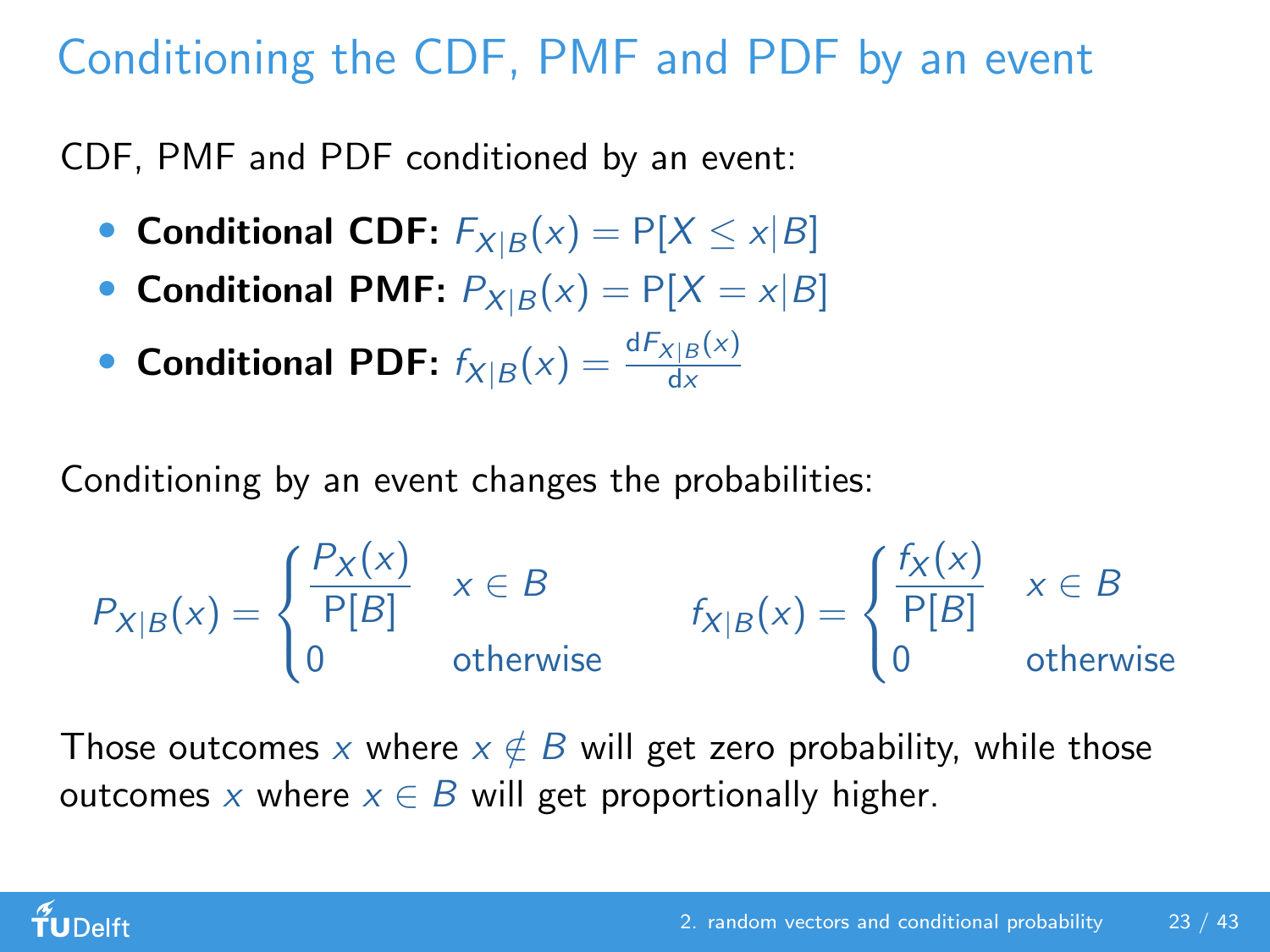# Conditioning the CDF, PMF and PDF by an event

CDF, PMF and PDF conditioned by an event:

- **Conditional CDF:** $F_{X|B}(x) = \mathrm{P}[X \leq x|B]$
- **Conditional PMF:** $P_{X|B}(x) = \mathrm{P}[X = x|B]$
- **Conditional PDF:** $f_{X|B}(x) = \frac{\mathrm{d}F_{X|B}(x)}{\mathrm{d}x}$

Conditioning by an event changes the probabilities:

$$P_{X|B}(x) = \begin{cases} \dfrac{P_X(x)}{\mathrm{P}[B]} & x \in B \\ 0 & \text{otherwise} \end{cases} \qquad f_{X|B}(x) = \begin{cases} \dfrac{f_X(x)}{\mathrm{P}[B]} & x \in B \\ 0 & \text{otherwise} \end{cases}$$

Those outcomes $x$ where $x \notin B$ will get zero probability, while those outcomes $x$ where $x \in B$ will get proportionally higher.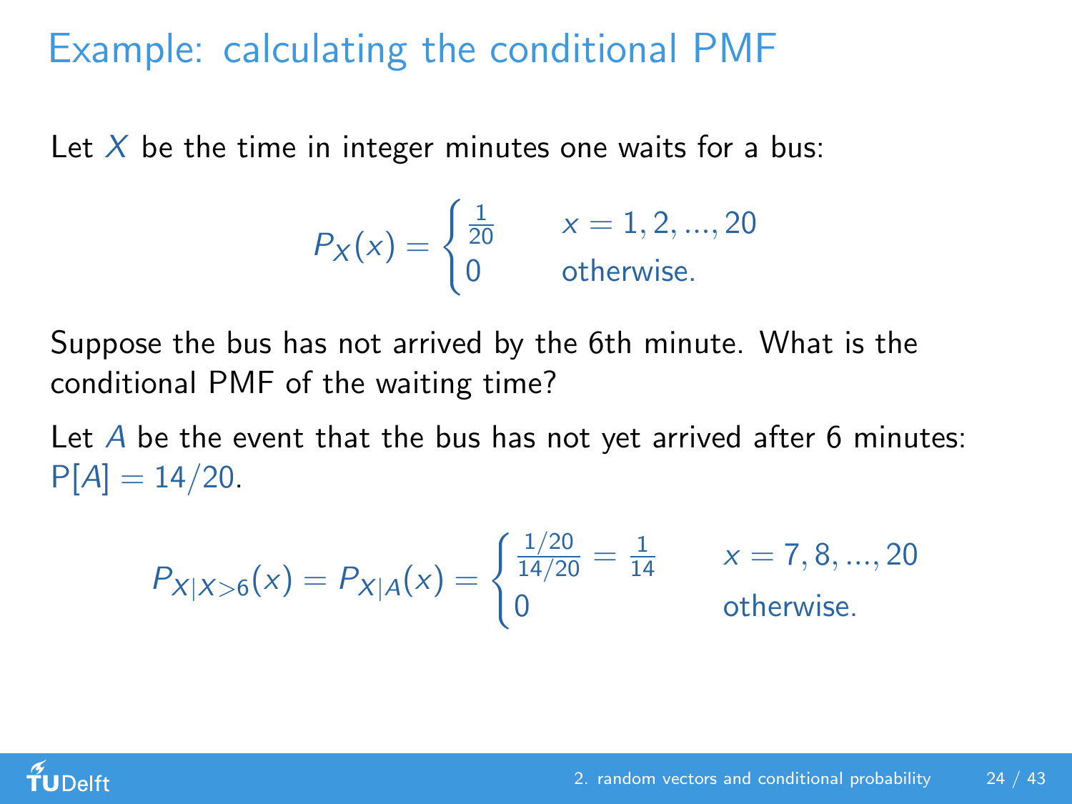# Example: calculating the conditional PMF

Let $X$ be the time in integer minutes one waits for a bus:

$$P_X(x) = \begin{cases} \frac{1}{20} & x = 1, 2, ..., 20 \\ 0 & \text{otherwise.} \end{cases}$$

Suppose the bus has not arrived by the 6th minute. What is the conditional PMF of the waiting time?

Let $A$ be the event that the bus has not yet arrived after 6 minutes: $\mathrm{P}[A] = 14/20$.

$$P_{X|X>6}(x) = P_{X|A}(x) = \begin{cases} \frac{1/20}{14/20} = \frac{1}{14} & x = 7, 8, ..., 20 \\ 0 & \text{otherwise.} \end{cases}$$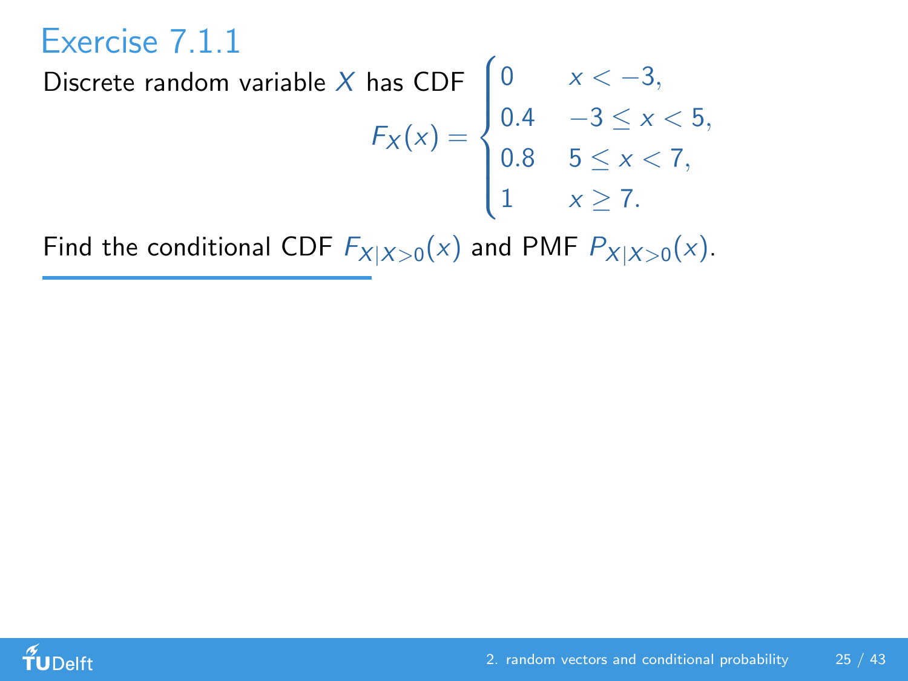# Exercise 7.1.1

Discrete random variable $X$ has CDF

$$F_X(x) = \begin{cases} 0 & x < -3, \\ 0.4 & -3 \leq x < 5, \\ 0.8 & 5 \leq x < 7, \\ 1 & x \geq 7. \end{cases}$$

Find the conditional CDF $F_{X|X>0}(x)$ and PMF $P_{X|X>0}(x)$.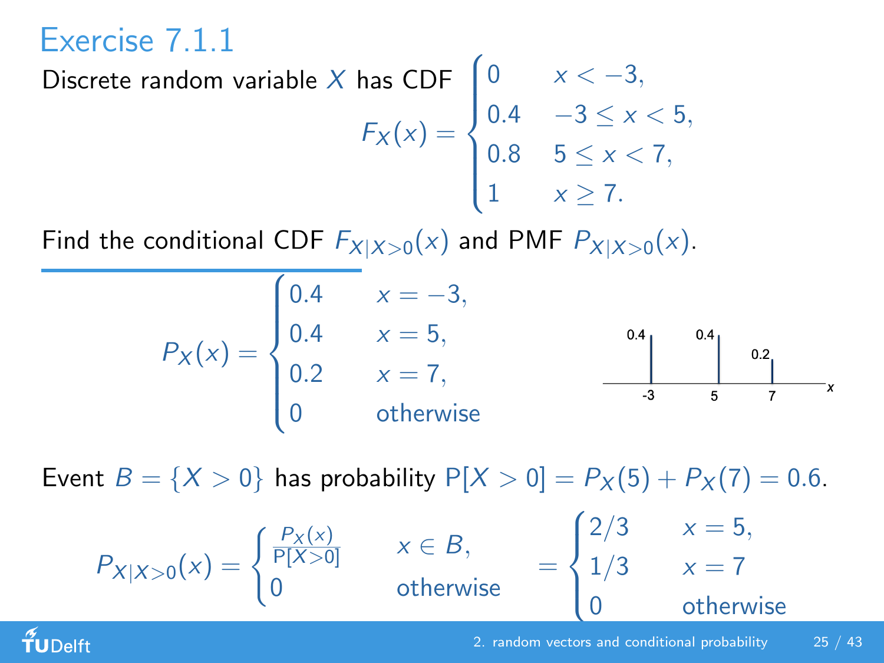# Exercise 7.1.1

Discrete random variable $X$ has CDF

$$F_X(x) = \begin{cases} 0 & x < -3, \\ 0.4 & -3 \le x < 5, \\ 0.8 & 5 \le x < 7, \\ 1 & x \ge 7. \end{cases}$$

Find the conditional CDF $F_{X|X>0}(x)$ and PMF $P_{X|X>0}(x)$.

---

$$P_X(x) = \begin{cases} 0.4 & x = -3, \\ 0.4 & x = 5, \\ 0.2 & x = 7, \\ 0 & \text{otherwise} \end{cases}$$

Event $B = \{X > 0\}$ has probability $\mathrm{P}[X > 0] = P_X(5) + P_X(7) = 0.6$.

$$P_{X|X>0}(x) = \begin{cases} \frac{P_X(x)}{\mathrm{P}[X>0]} & x \in B, \\ 0 & \text{otherwise} \end{cases} = \begin{cases} 2/3 & x = 5, \\ 1/3 & x = 7 \\ 0 & \text{otherwise} \end{cases}$$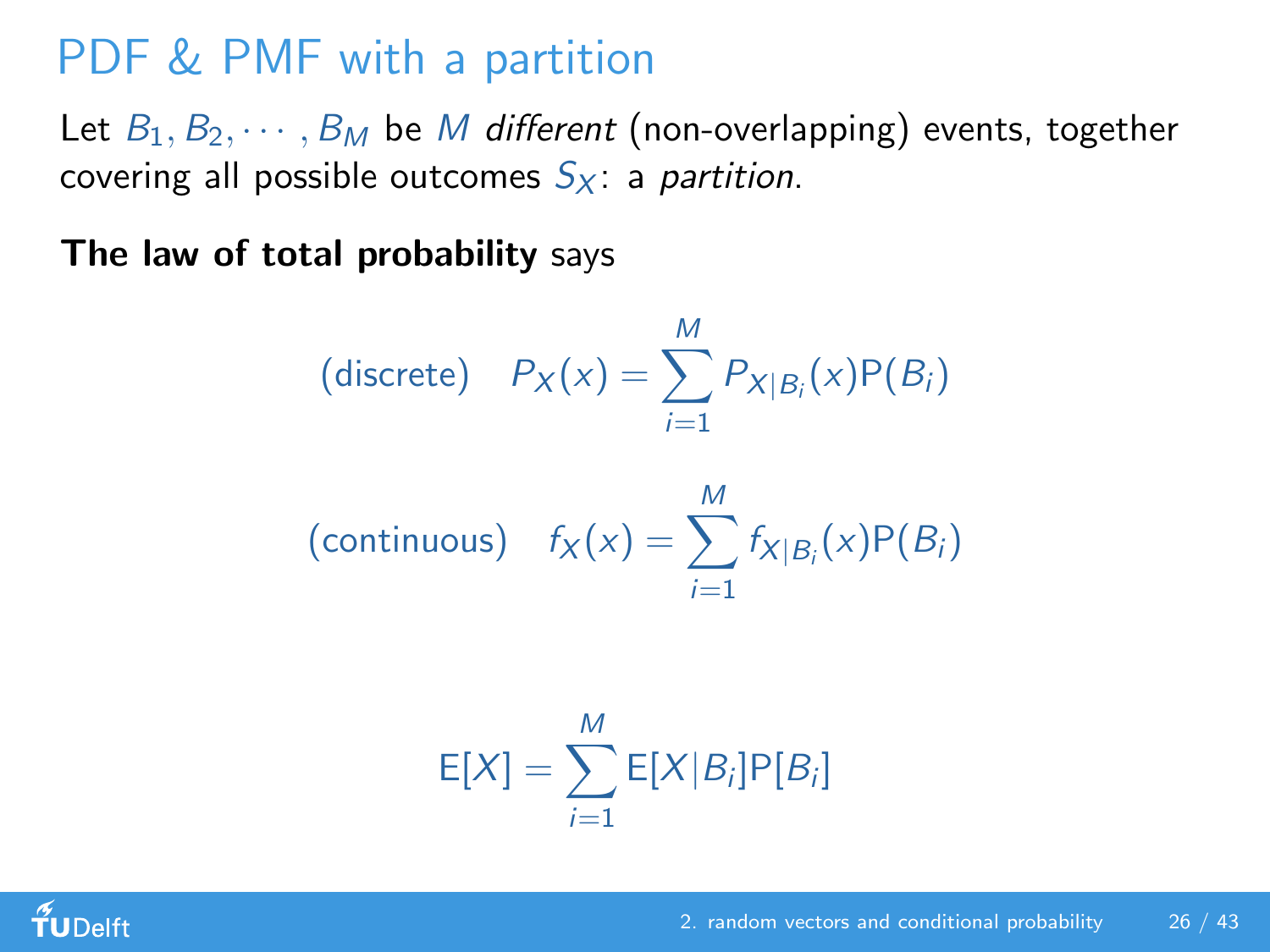# PDF & PMF with a partition

Let $B_1, B_2, \cdots, B_M$ be $M$ *different* (non-overlapping) events, together covering all possible outcomes $S_X$: a *partition*.

**The law of total probability** says

$$\text{(discrete)} \quad P_X(x) = \sum_{i=1}^{M} P_{X|B_i}(x) \mathrm{P}(B_i)$$

$$\text{(continuous)} \quad f_X(x) = \sum_{i=1}^{M} f_{X|B_i}(x) \mathrm{P}(B_i)$$

$$\mathrm{E}[X] = \sum_{i=1}^{M} \mathrm{E}[X|B_i] \mathrm{P}[B_i]$$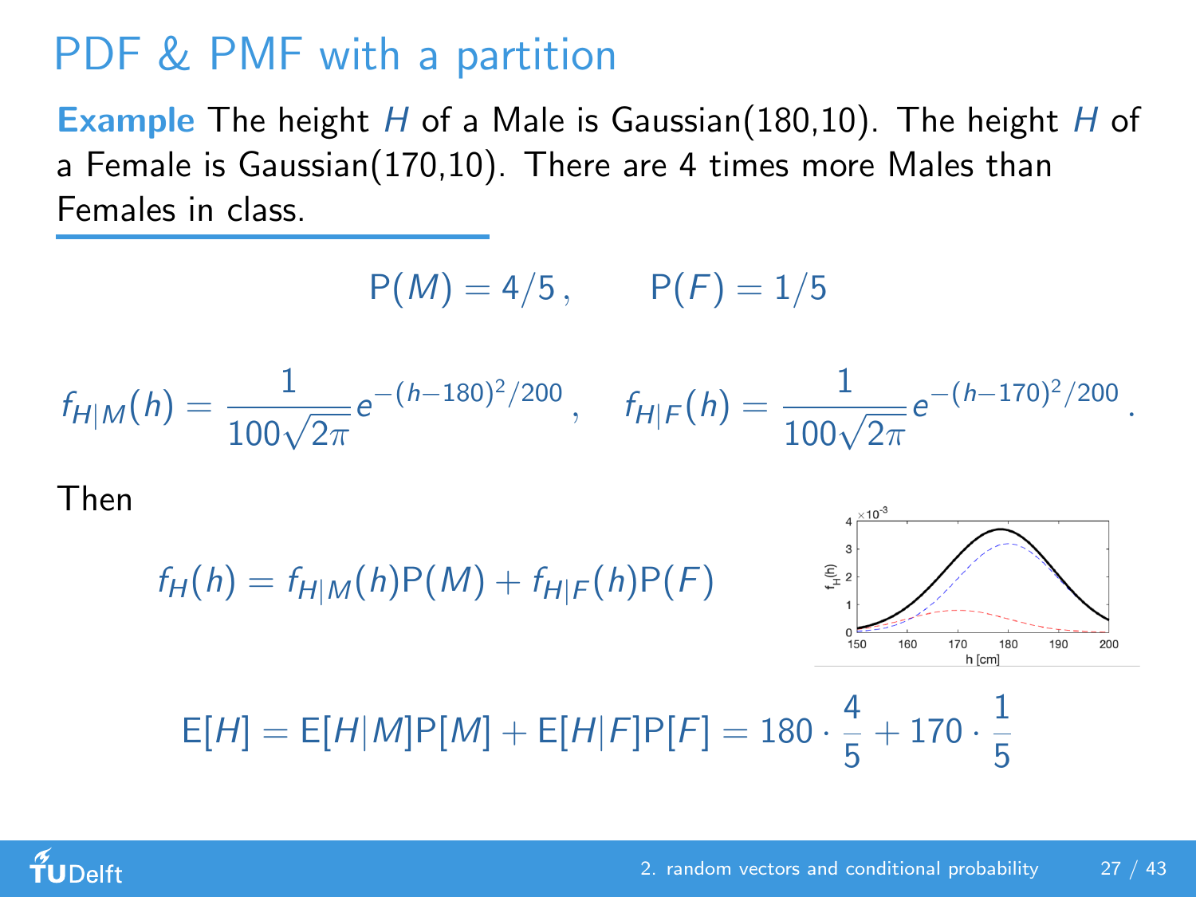# PDF & PMF with a partition

**Example** The height $H$ of a Male is Gaussian(180,10). The height $H$ of a Female is Gaussian(170,10). There are 4 times more Males than Females in class.

$$\mathrm{P}(M) = 4/5\,, \qquad \mathrm{P}(F) = 1/5$$

$$f_{H|M}(h) = \frac{1}{100\sqrt{2\pi}} e^{-(h-180)^2/200}\,, \quad f_{H|F}(h) = \frac{1}{100\sqrt{2\pi}} e^{-(h-170)^2/200}\,.$$

Then

$$f_H(h) = f_{H|M}(h)\mathrm{P}(M) + f_{H|F}(h)\mathrm{P}(F)$$

$$\mathrm{E}[H] = \mathrm{E}[H|M]\mathrm{P}[M] + \mathrm{E}[H|F]\mathrm{P}[F] = 180 \cdot \frac{4}{5} + 170 \cdot \frac{1}{5}$$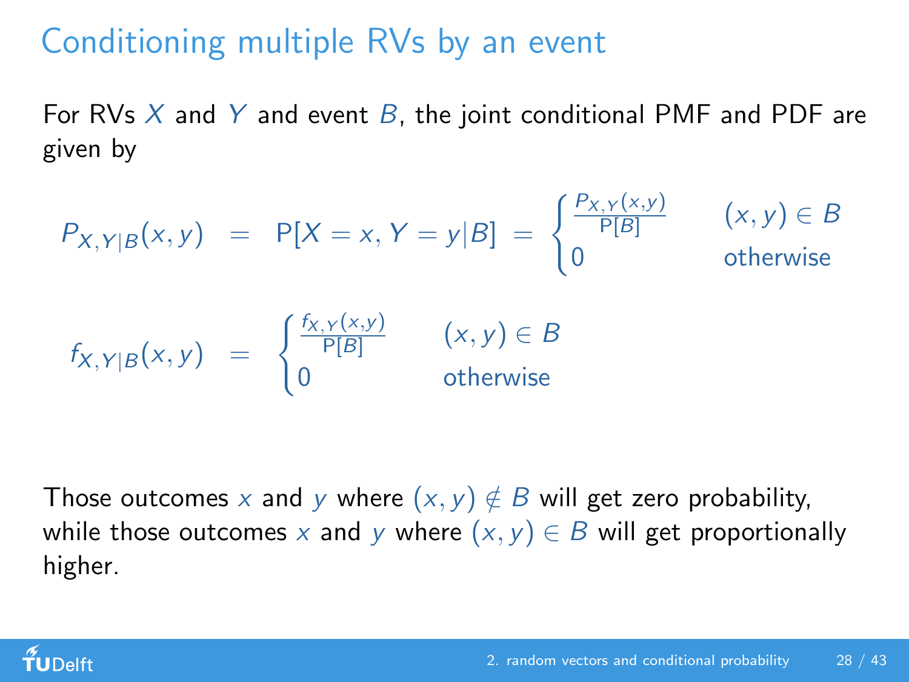# Conditioning multiple RVs by an event

For RVs $X$ and $Y$ and event $B$, the joint conditional PMF and PDF are given by

$$P_{X,Y|B}(x,y) = \mathrm{P}[X=x, Y=y|B] = \begin{cases} \frac{P_{X,Y}(x,y)}{\mathrm{P}[B]} & (x,y) \in B \\ 0 & \text{otherwise} \end{cases}$$

$$f_{X,Y|B}(x,y) = \begin{cases} \frac{f_{X,Y}(x,y)}{\mathrm{P}[B]} & (x,y) \in B \\ 0 & \text{otherwise} \end{cases}$$

Those outcomes $x$ and $y$ where $(x,y) \notin B$ will get zero probability, while those outcomes $x$ and $y$ where $(x,y) \in B$ will get proportionally higher.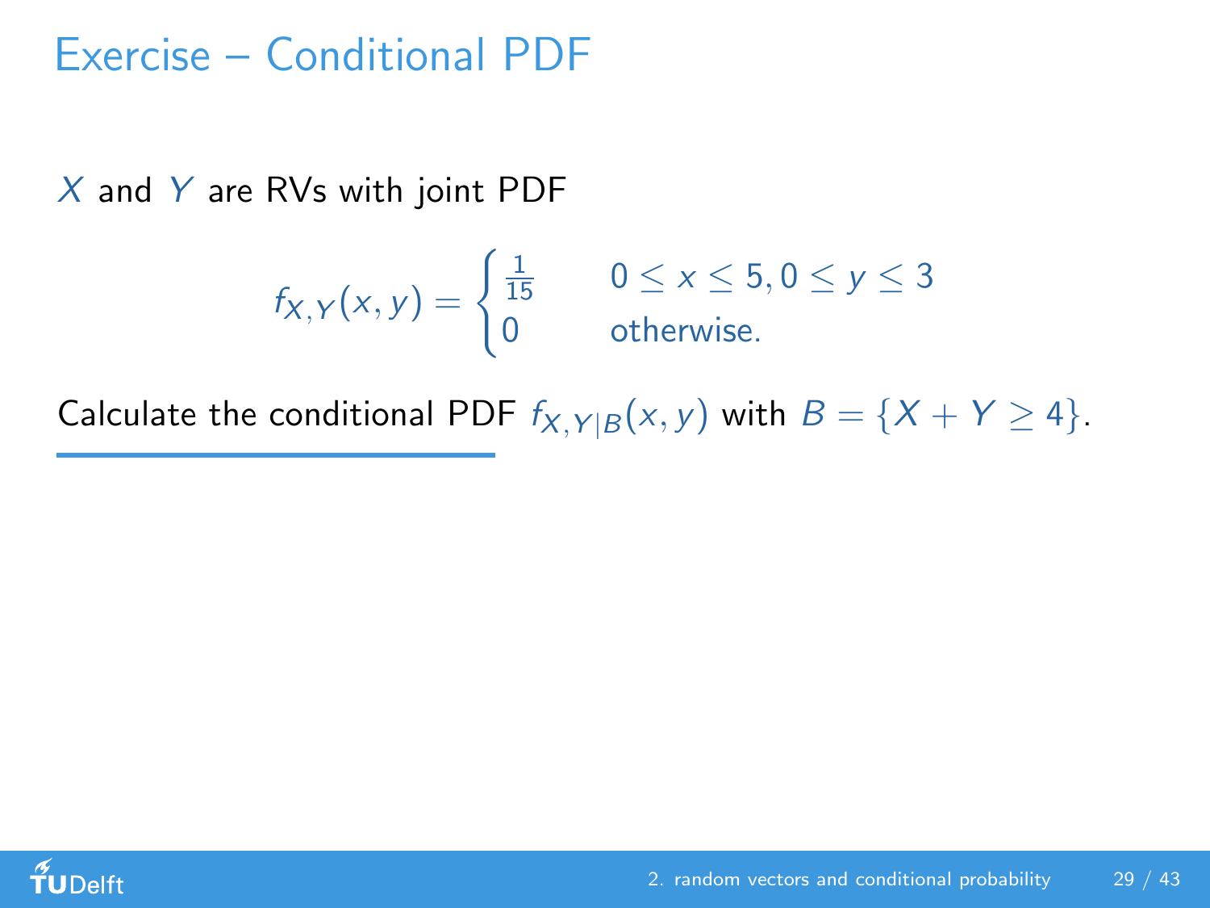# Exercise – Conditional PDF

$X$ and $Y$ are RVs with joint PDF

$$f_{X,Y}(x,y) = \begin{cases} \frac{1}{15} & 0 \leq x \leq 5, 0 \leq y \leq 3 \\ 0 & \text{otherwise.} \end{cases}$$

Calculate the conditional PDF $f_{X,Y|B}(x,y)$ with $B = \{X + Y \geq 4\}$.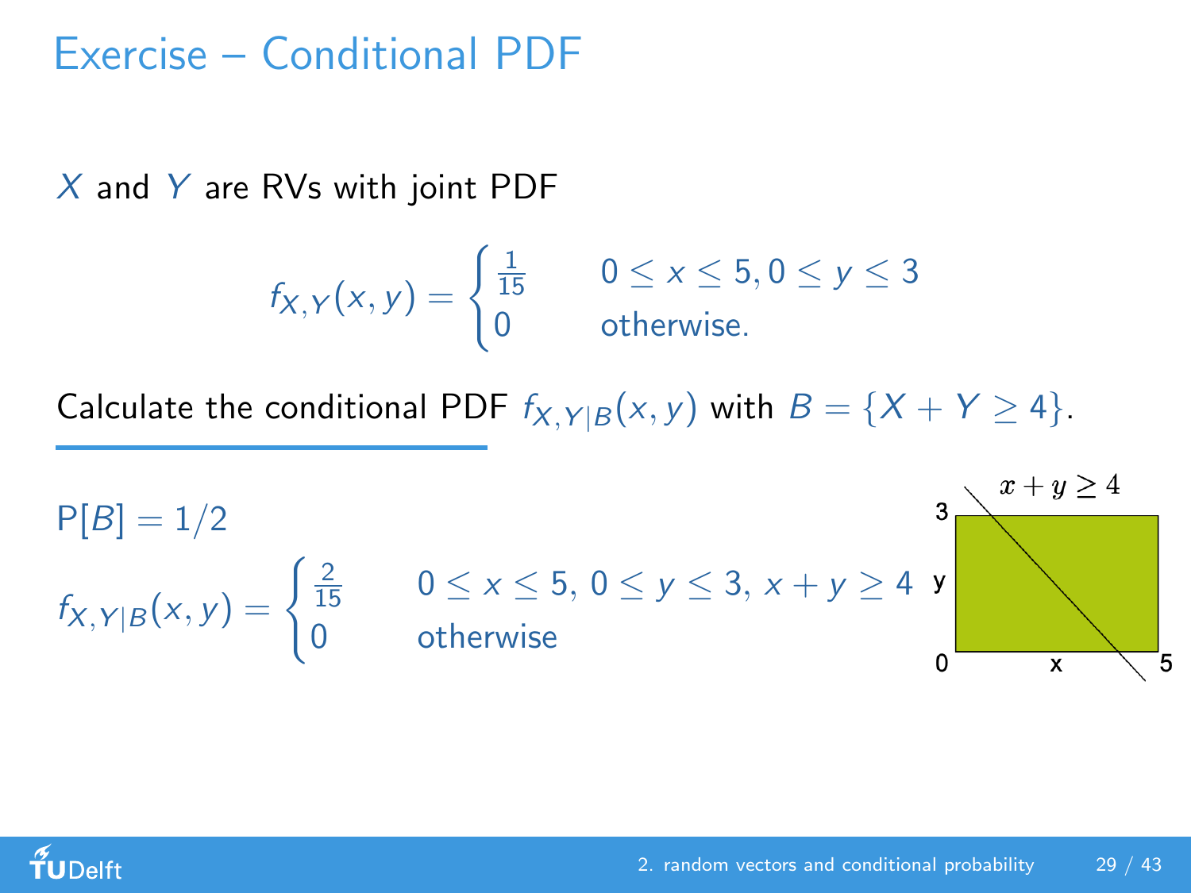# Exercise – Conditional PDF

$X$ and $Y$ are RVs with joint PDF

$$f_{X,Y}(x,y) = \begin{cases} \frac{1}{15} & 0 \leq x \leq 5, 0 \leq y \leq 3 \\ 0 & \text{otherwise.} \end{cases}$$

Calculate the conditional PDF $f_{X,Y|B}(x,y)$ with $B = \{X + Y \geq 4\}$.

$\mathrm{P}[B] = 1/2$

$$f_{X,Y|B}(x,y) = \begin{cases} \frac{2}{15} & 0 \leq x \leq 5,\ 0 \leq y \leq 3,\ x+y \geq 4 \\ 0 & \text{otherwise} \end{cases}$$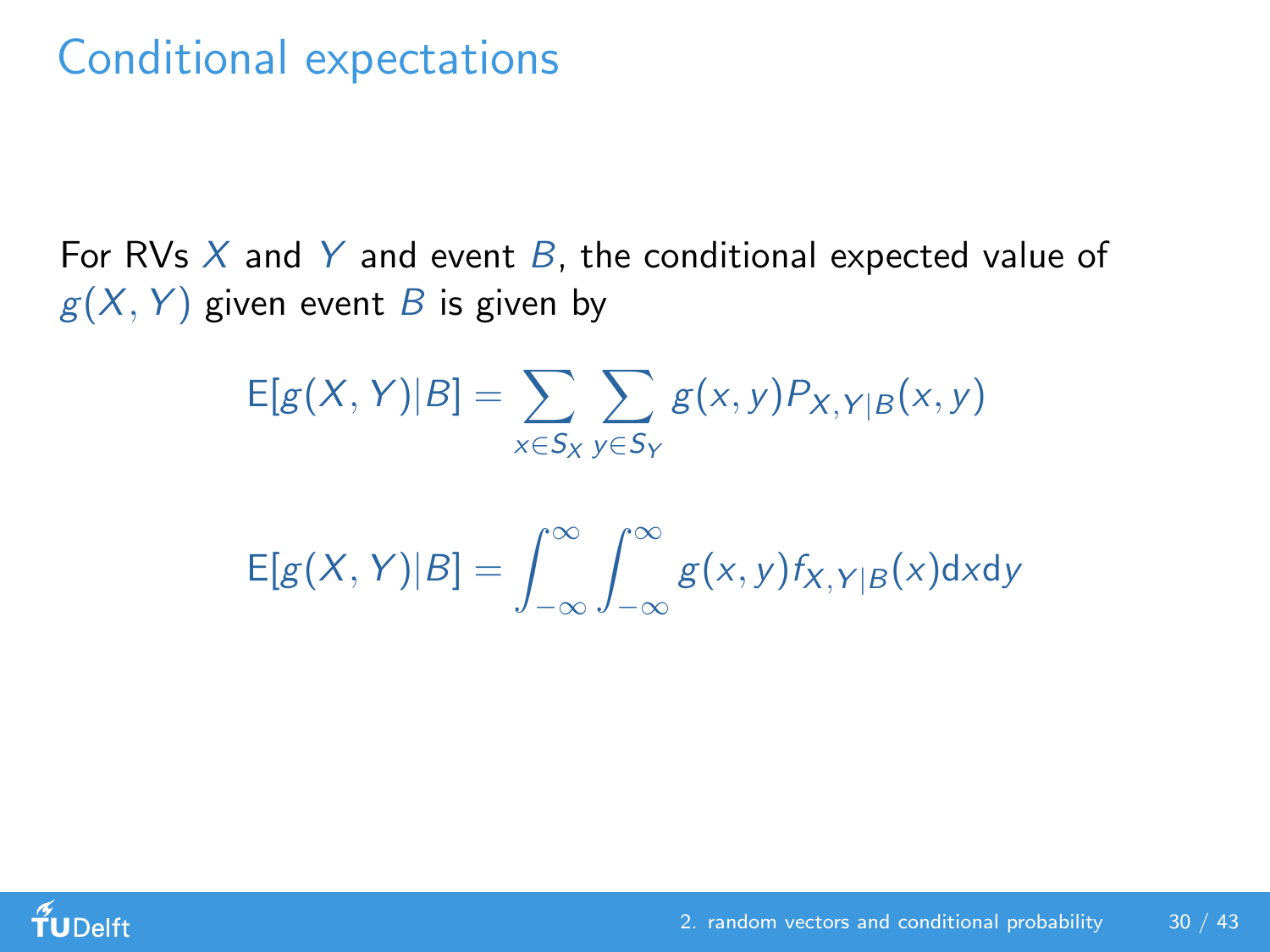# Conditional expectations

For RVs $X$ and $Y$ and event $B$, the conditional expected value of $g(X, Y)$ given event $B$ is given by

$$E[g(X, Y)|B] = \sum_{x \in S_X} \sum_{y \in S_Y} g(x, y) P_{X,Y|B}(x, y)$$

$$E[g(X, Y)|B] = \int_{-\infty}^{\infty} \int_{-\infty}^{\infty} g(x, y) f_{X,Y|B}(x) \mathrm{d}x \mathrm{d}y$$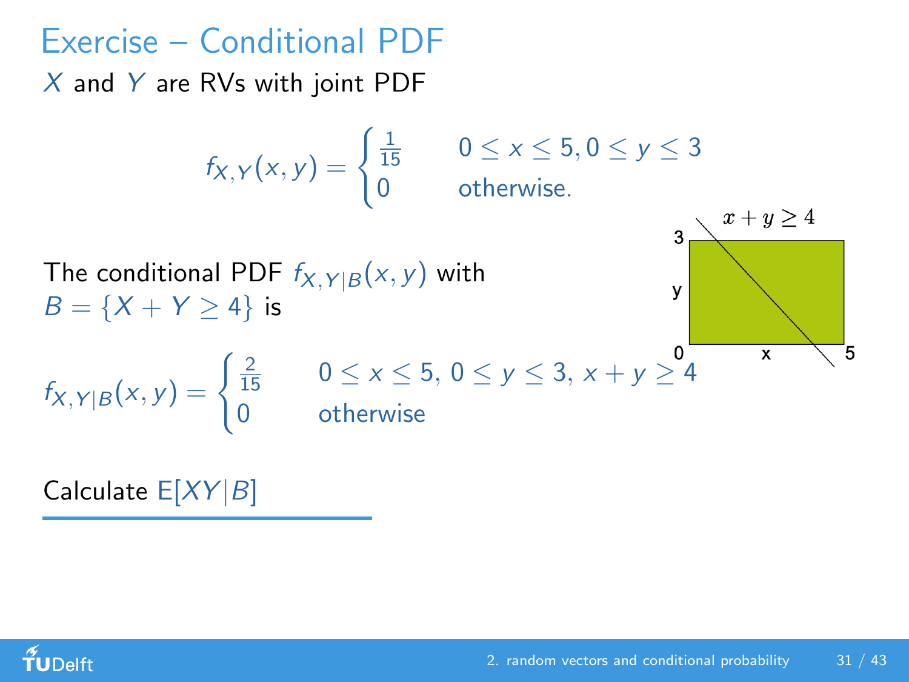# Exercise – Conditional PDF

$X$ and $Y$ are RVs with joint PDF

$$f_{X,Y}(x,y) = \begin{cases} \frac{1}{15} & 0 \le x \le 5, 0 \le y \le 3 \\ 0 & \text{otherwise.} \end{cases}$$

The conditional PDF $f_{X,Y|B}(x,y)$ with $B = \{X + Y \ge 4\}$ is

$$f_{X,Y|B}(x,y) = \begin{cases} \frac{2}{15} & 0 \le x \le 5,\ 0 \le y \le 3,\ x + y \ge 4 \\ 0 & \text{otherwise} \end{cases}$$

Calculate $E[XY|B]$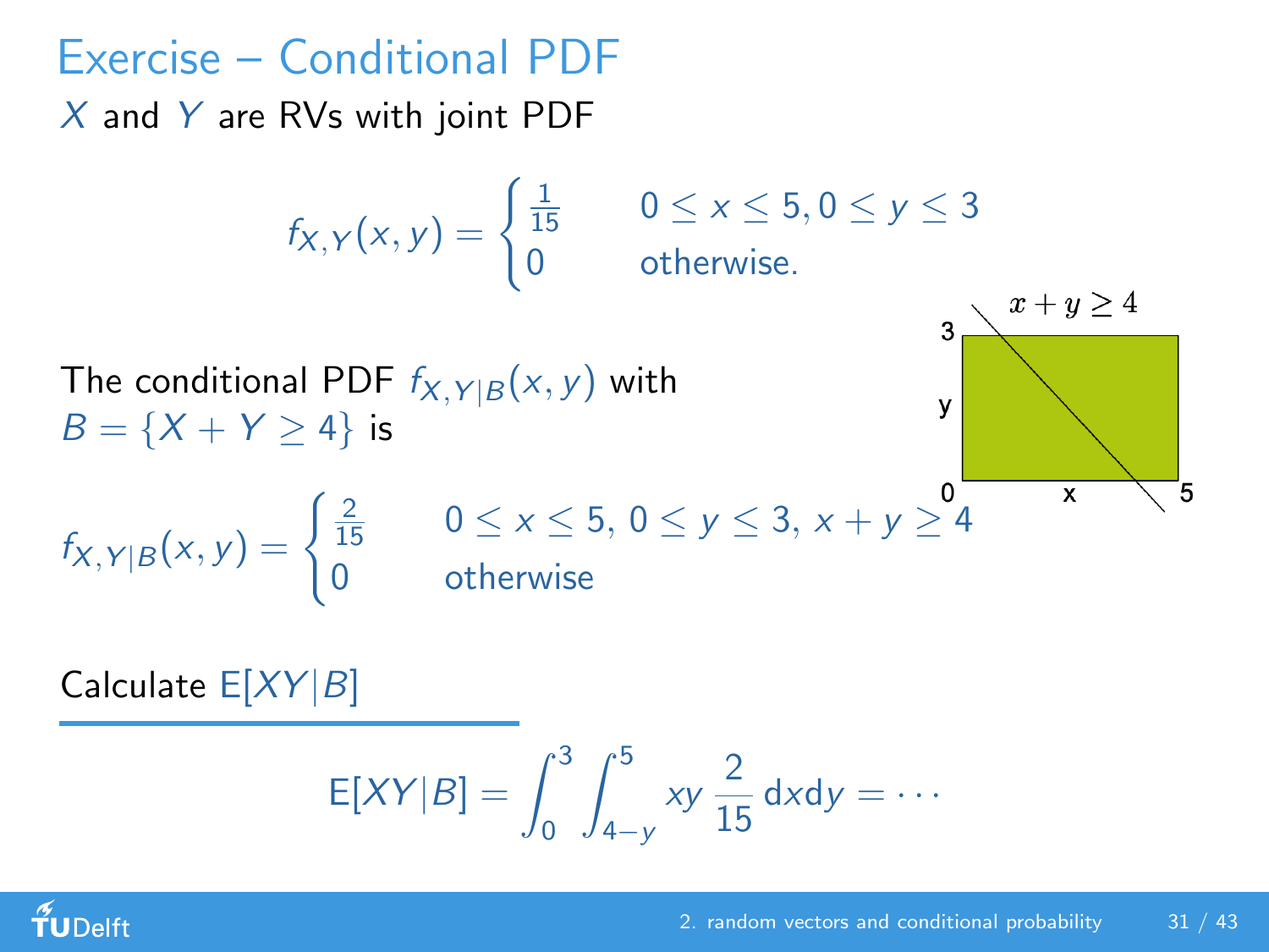# Exercise – Conditional PDF

$X$ and $Y$ are RVs with joint PDF

$$f_{X,Y}(x,y) = \begin{cases} \frac{1}{15} & 0 \le x \le 5, 0 \le y \le 3 \\ 0 & \text{otherwise.} \end{cases}$$

The conditional PDF $f_{X,Y|B}(x,y)$ with $B = \{X + Y \ge 4\}$ is

$$f_{X,Y|B}(x,y) = \begin{cases} \frac{2}{15} & 0 \le x \le 5,\ 0 \le y \le 3,\ x + y \ge 4 \\ 0 & \text{otherwise} \end{cases}$$

Calculate $\mathrm{E}[XY|B]$

$$\mathrm{E}[XY|B] = \int_0^3 \int_{4-y}^5 xy \, \frac{2}{15} \, \mathrm{d}x\mathrm{d}y = \cdots$$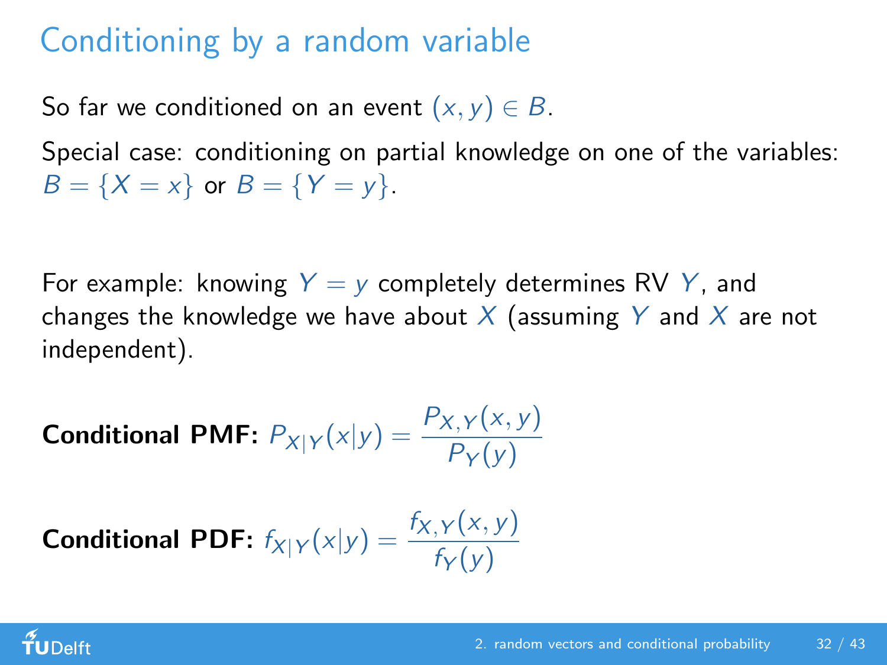# Conditioning by a random variable

So far we conditioned on an event $(x, y) \in B$.

Special case: conditioning on partial knowledge on one of the variables: $B = \{X = x\}$ or $B = \{Y = y\}$.

For example: knowing $Y = y$ completely determines RV $Y$, and changes the knowledge we have about $X$ (assuming $Y$ and $X$ are not independent).

**Conditional PMF:** $P_{X|Y}(x|y) = \dfrac{P_{X,Y}(x, y)}{P_Y(y)}$

**Conditional PDF:** $f_{X|Y}(x|y) = \dfrac{f_{X,Y}(x, y)}{f_Y(y)}$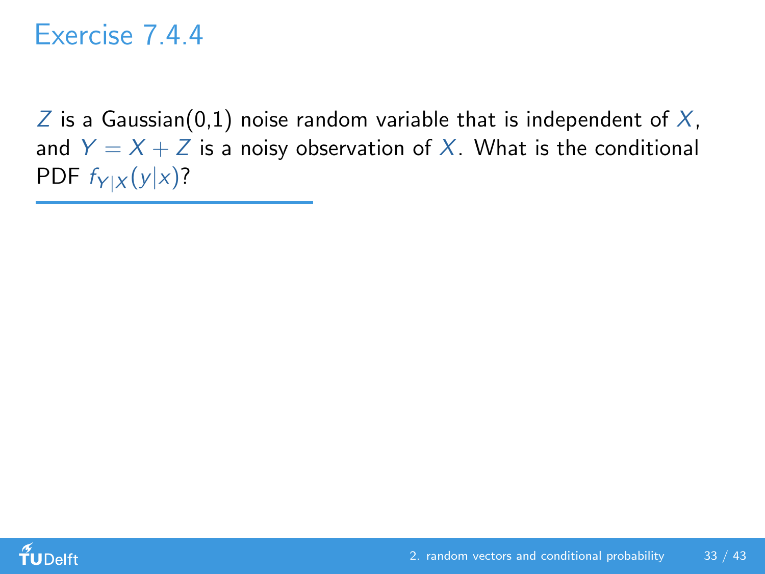# Exercise 7.4.4

$Z$ is a Gaussian(0,1) noise random variable that is independent of $X$, and $Y = X + Z$ is a noisy observation of $X$. What is the conditional PDF $f_{Y|X}(y|x)$?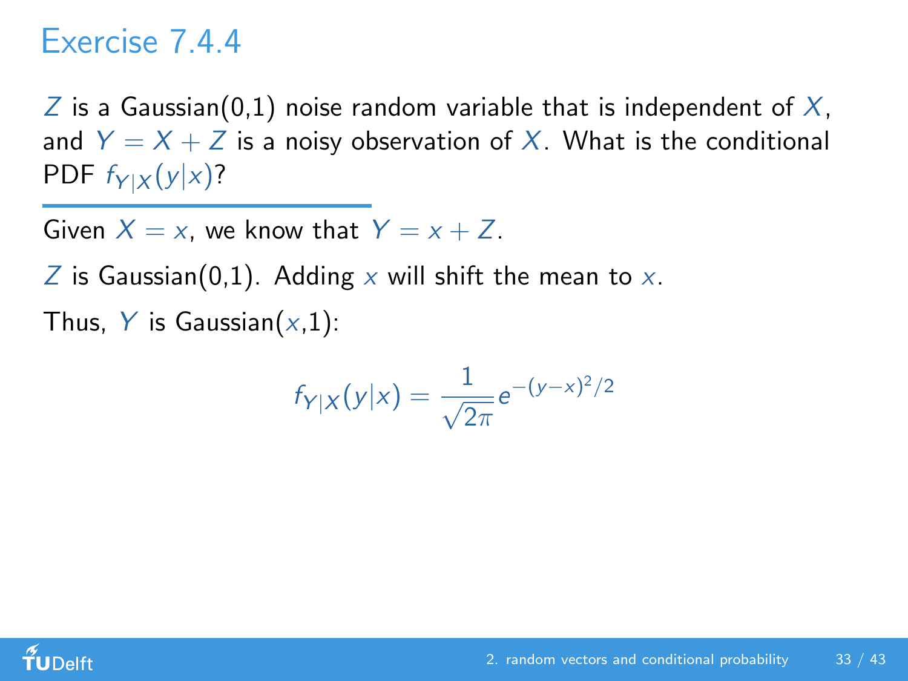# Exercise 7.4.4

$Z$ is a Gaussian(0,1) noise random variable that is independent of $X$, and $Y = X + Z$ is a noisy observation of $X$. What is the conditional PDF $f_{Y|X}(y|x)$?

---

Given $X = x$, we know that $Y = x + Z$.

$Z$ is Gaussian(0,1). Adding $x$ will shift the mean to $x$.

Thus, $Y$ is Gaussian($x$,1):

$$f_{Y|X}(y|x) = \frac{1}{\sqrt{2\pi}} e^{-(y-x)^2/2}$$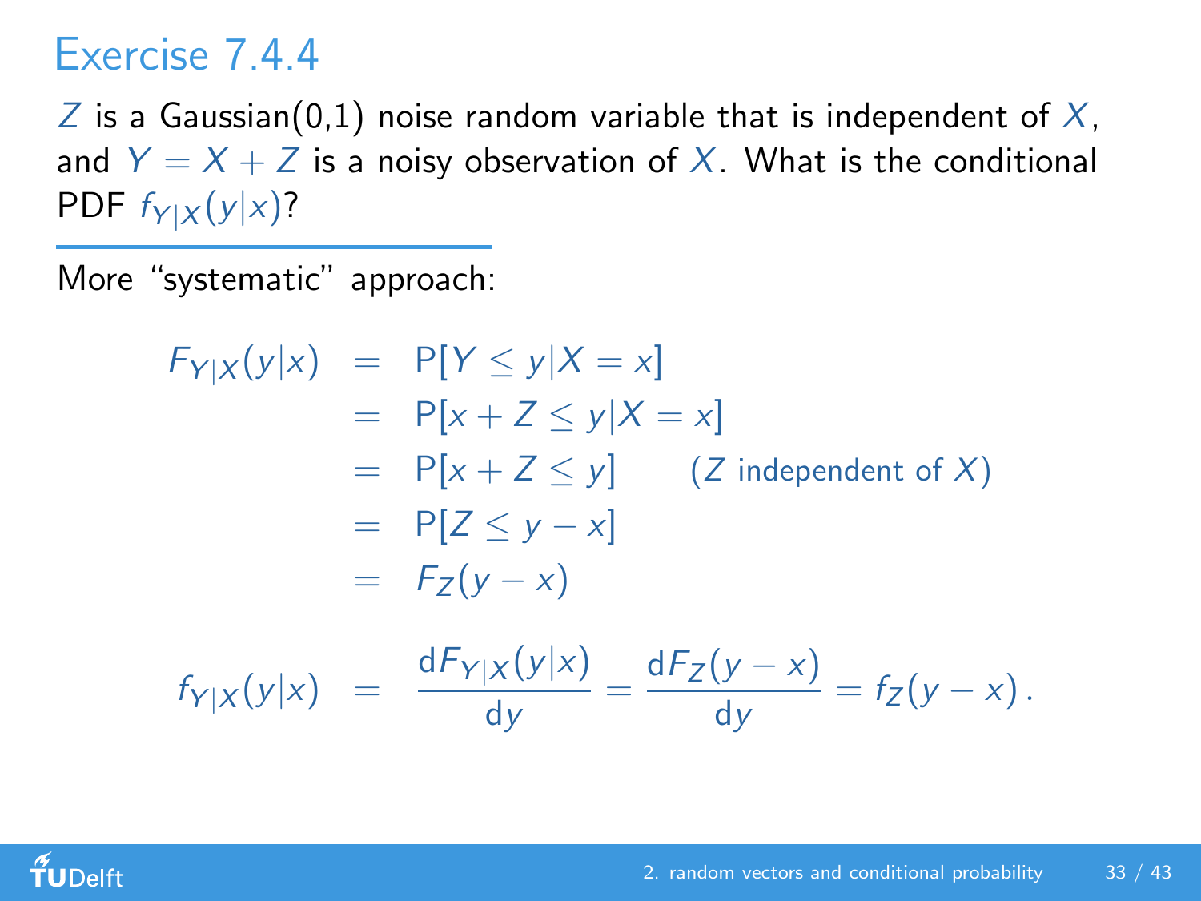## Exercise 7.4.4

$Z$ is a Gaussian(0,1) noise random variable that is independent of $X$, and $Y = X + Z$ is a noisy observation of $X$. What is the conditional PDF $f_{Y|X}(y|x)$?

---

More "systematic" approach:

$$
\begin{aligned}
F_{Y|X}(y|x) &= \mathrm{P}[Y \leq y | X = x] \\
&= \mathrm{P}[x + Z \leq y | X = x] \\
&= \mathrm{P}[x + Z \leq y] \qquad (Z \text{ independent of } X) \\
&= \mathrm{P}[Z \leq y - x] \\
&= F_Z(y - x)
\end{aligned}
$$

$$
f_{Y|X}(y|x) = \frac{\mathrm{d}F_{Y|X}(y|x)}{\mathrm{d}y} = \frac{\mathrm{d}F_Z(y-x)}{\mathrm{d}y} = f_Z(y - x)\,.
$$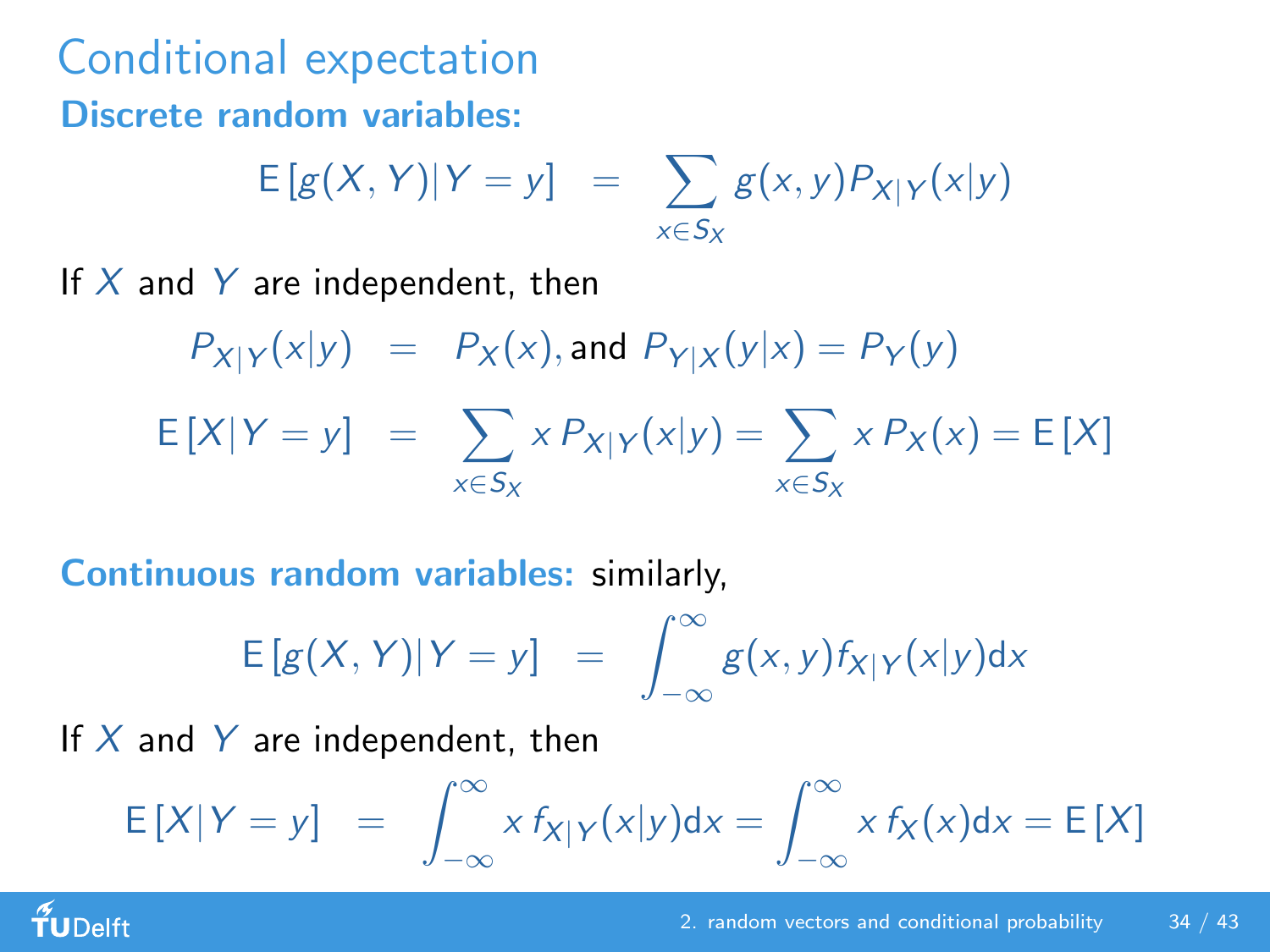# Conditional expectation

**Discrete random variables:**

$$\mathrm{E}\left[g(X,Y)|Y=y\right] = \sum_{x\in S_X} g(x,y)P_{X|Y}(x|y)$$

If $X$ and $Y$ are independent, then

$$P_{X|Y}(x|y) = P_X(x), \text{and } P_{Y|X}(y|x) = P_Y(y)$$

$$\mathrm{E}\left[X|Y=y\right] = \sum_{x\in S_X} x\,P_{X|Y}(x|y) = \sum_{x\in S_X} x\,P_X(x) = \mathrm{E}\left[X\right]$$

**Continuous random variables:** similarly,

$$\mathrm{E}\left[g(X,Y)|Y=y\right] = \int_{-\infty}^{\infty} g(x,y)f_{X|Y}(x|y)\mathrm{d}x$$

If $X$ and $Y$ are independent, then

$$\mathrm{E}\left[X|Y=y\right] = \int_{-\infty}^{\infty} x\,f_{X|Y}(x|y)\mathrm{d}x = \int_{-\infty}^{\infty} x\,f_X(x)\mathrm{d}x = \mathrm{E}\left[X\right]$$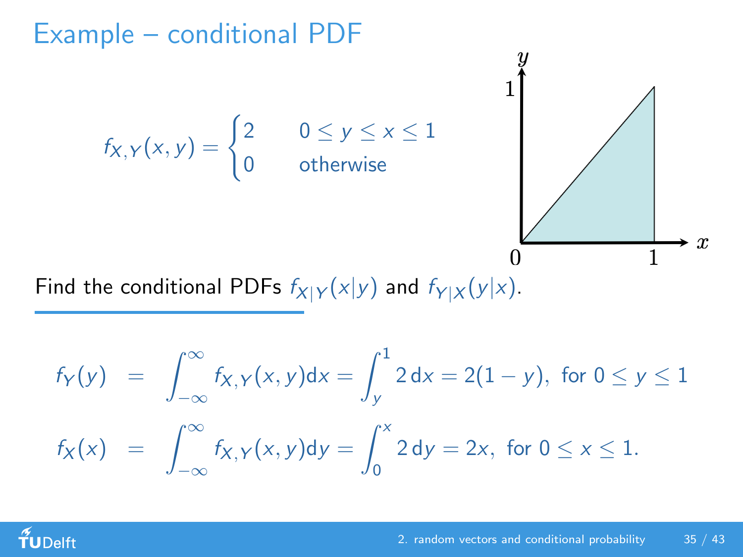# Example – conditional PDF

$$f_{X,Y}(x,y) = \begin{cases} 2 & 0 \le y \le x \le 1 \\ 0 & \text{otherwise} \end{cases}$$

Find the conditional PDFs $f_{X|Y}(x|y)$ and $f_{Y|X}(y|x)$.

$$f_Y(y) = \int_{-\infty}^{\infty} f_{X,Y}(x,y)\mathrm{d}x = \int_y^1 2\,\mathrm{d}x = 2(1-y), \text{ for } 0 \le y \le 1$$

$$f_X(x) = \int_{-\infty}^{\infty} f_{X,Y}(x,y)\mathrm{d}y = \int_0^x 2\,\mathrm{d}y = 2x, \text{ for } 0 \le x \le 1.$$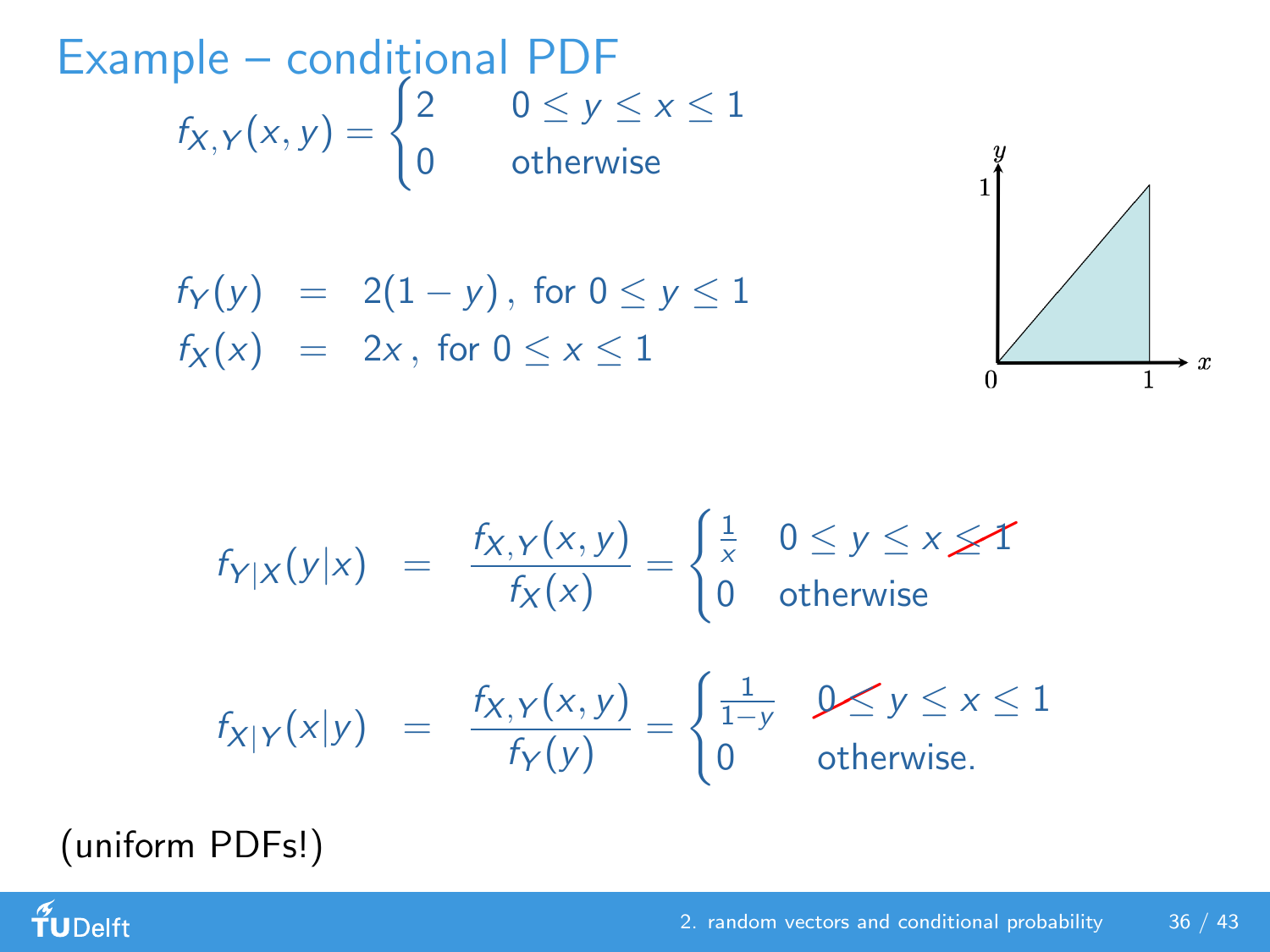# Example – conditional PDF

$$f_{X,Y}(x,y) = \begin{cases} 2 & 0 \leq y \leq x \leq 1 \\ 0 & \text{otherwise} \end{cases}$$

$$\begin{aligned} f_Y(y) &= 2(1-y)\,, \text{ for } 0 \leq y \leq 1 \\ f_X(x) &= 2x\,, \text{ for } 0 \leq x \leq 1 \end{aligned}$$

$$f_{Y|X}(y|x) = \frac{f_{X,Y}(x,y)}{f_X(x)} = \begin{cases} \frac{1}{x} & 0 \leq y \leq x \not\leq 1 \\ 0 & \text{otherwise} \end{cases}$$

$$f_{X|Y}(x|y) = \frac{f_{X,Y}(x,y)}{f_Y(y)} = \begin{cases} \frac{1}{1-y} & 0 \not\leq y \leq x \leq 1 \\ 0 & \text{otherwise.} \end{cases}$$

(uniform PDFs!)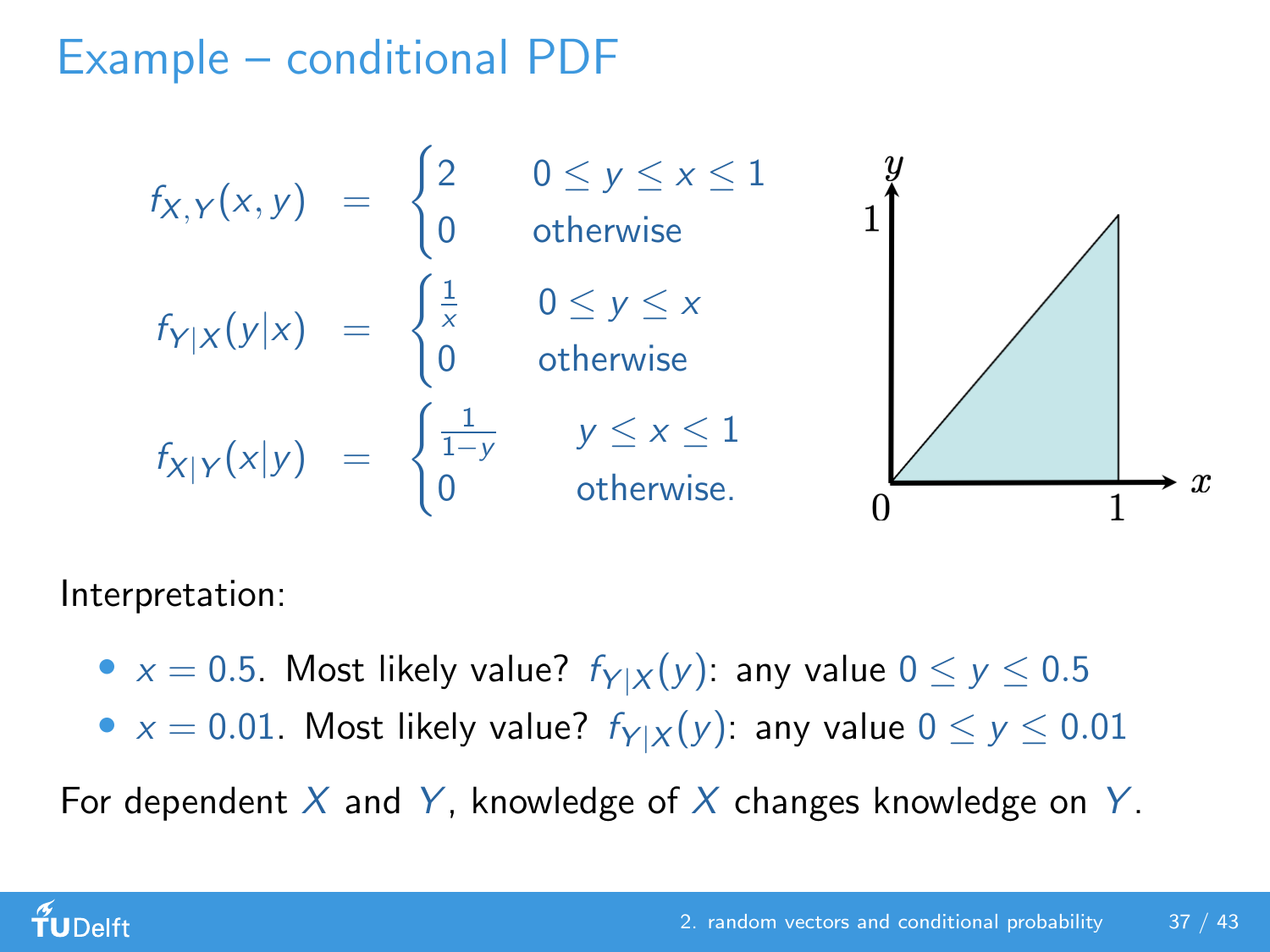# Example – conditional PDF

$$f_{X,Y}(x,y) = \begin{cases} 2 & 0 \leq y \leq x \leq 1 \\ 0 & \text{otherwise} \end{cases}$$

$$f_{Y|X}(y|x) = \begin{cases} \frac{1}{x} & 0 \leq y \leq x \\ 0 & \text{otherwise} \end{cases}$$

$$f_{X|Y}(x|y) = \begin{cases} \frac{1}{1-y} & y \leq x \leq 1 \\ 0 & \text{otherwise.} \end{cases}$$

Interpretation:

- $x = 0.5$. Most likely value? $f_{Y|X}(y)$: any value $0 \leq y \leq 0.5$
- $x = 0.01$. Most likely value? $f_{Y|X}(y)$: any value $0 \leq y \leq 0.01$

For dependent $X$ and $Y$, knowledge of $X$ changes knowledge on $Y$.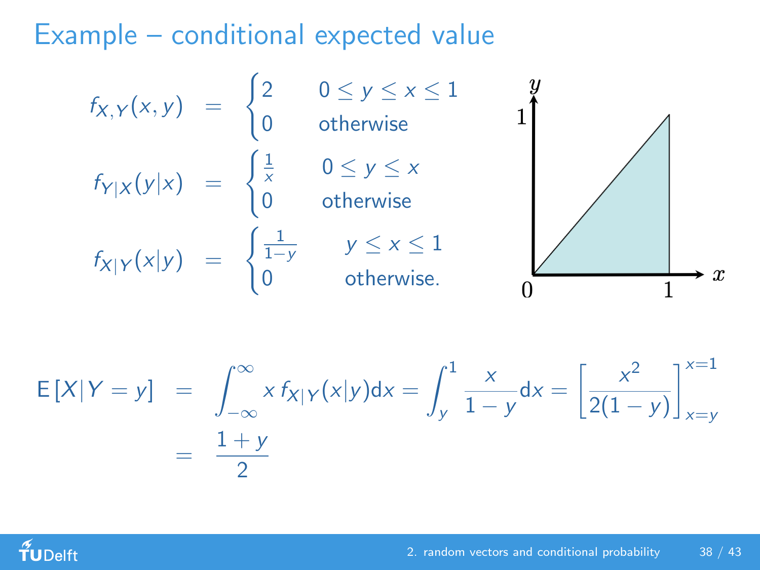# Example – conditional expected value

$$f_{X,Y}(x,y) = \begin{cases} 2 & 0 \leq y \leq x \leq 1 \\ 0 & \text{otherwise} \end{cases}$$

$$f_{Y|X}(y|x) = \begin{cases} \frac{1}{x} & 0 \leq y \leq x \\ 0 & \text{otherwise} \end{cases}$$

$$f_{X|Y}(x|y) = \begin{cases} \frac{1}{1-y} & y \leq x \leq 1 \\ 0 & \text{otherwise.} \end{cases}$$

$$\begin{aligned} \mathrm{E}\left[X|Y=y\right] &= \int_{-\infty}^{\infty} x\, f_{X|Y}(x|y)\mathrm{d}x = \int_{y}^{1} \frac{x}{1-y}\mathrm{d}x = \left[\frac{x^2}{2(1-y)}\right]_{x=y}^{x=1} \\ &= \frac{1+y}{2} \end{aligned}$$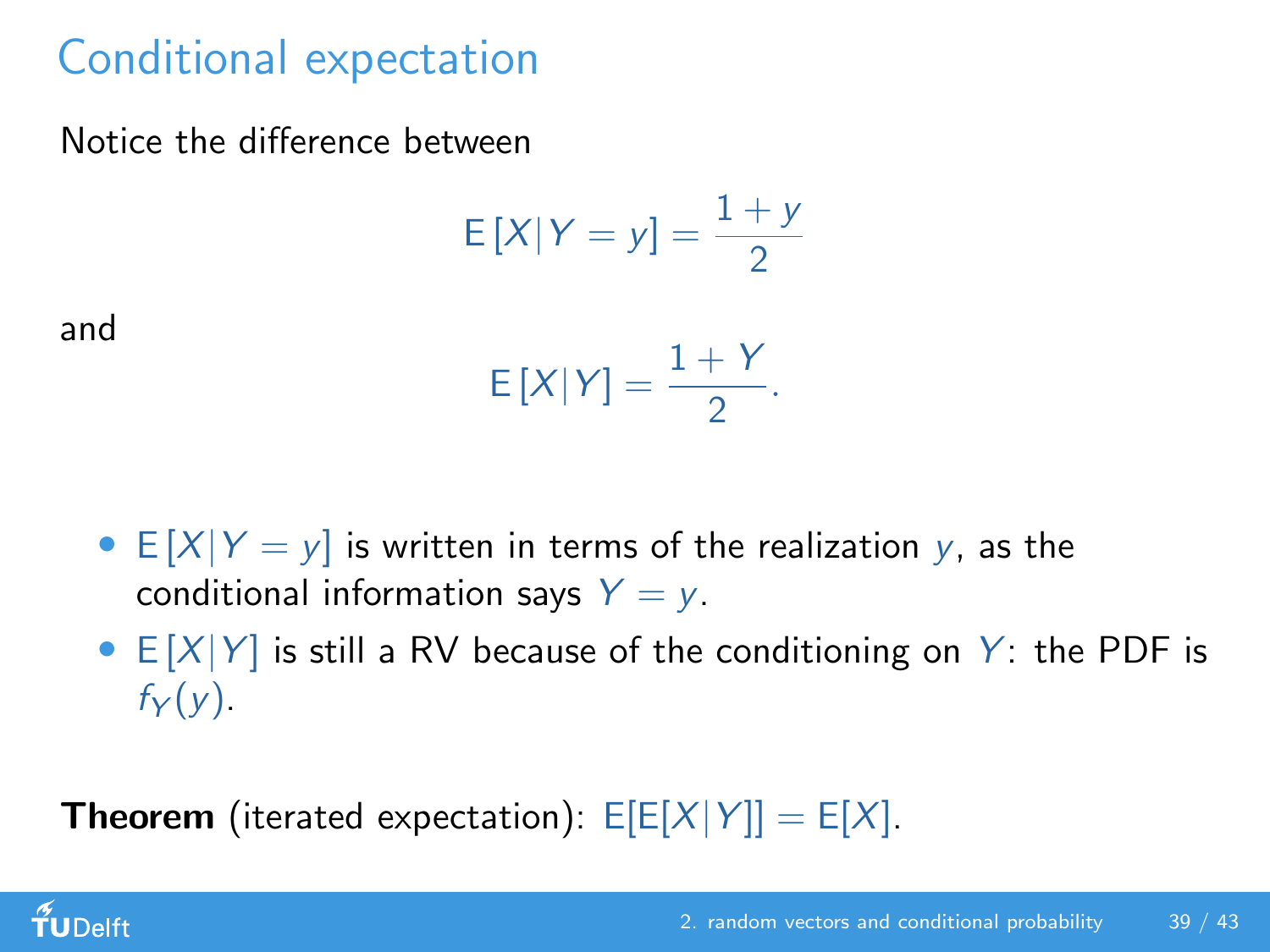# Conditional expectation

Notice the difference between

$$\mathrm{E}\left[X|Y=y\right]=\frac{1+y}{2}$$

and

$$\mathrm{E}\left[X|Y\right]=\frac{1+Y}{2}.$$

- $\mathrm{E}\left[X|Y=y\right]$ is written in terms of the realization $y$, as the conditional information says $Y=y$.
- $\mathrm{E}\left[X|Y\right]$ is still a RV because of the conditioning on $Y$: the PDF is $f_Y(y)$.

**Theorem** (iterated expectation): $\mathrm{E}[\mathrm{E}[X|Y]]=\mathrm{E}[X]$.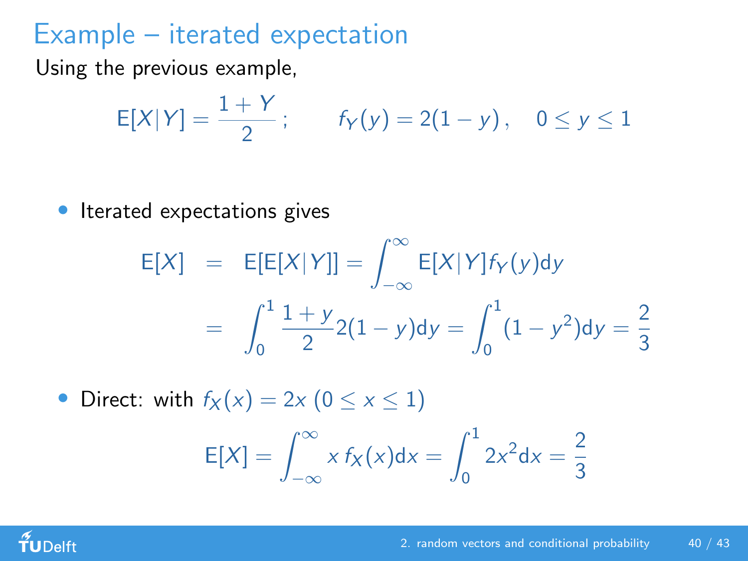# Example – iterated expectation

Using the previous example,

$$\mathsf{E}[X|Y] = \frac{1+Y}{2}; \qquad f_Y(y) = 2(1-y), \quad 0 \le y \le 1$$

- Iterated expectations gives

$$\begin{aligned} \mathsf{E}[X] &= \mathsf{E}[\mathsf{E}[X|Y]] = \int_{-\infty}^{\infty} \mathsf{E}[X|Y] f_Y(y) \mathrm{d}y \\ &= \int_0^1 \frac{1+y}{2} 2(1-y) \mathrm{d}y = \int_0^1 (1-y^2) \mathrm{d}y = \frac{2}{3} \end{aligned}$$

- Direct: with $f_X(x) = 2x$ $(0 \le x \le 1)$

$$\mathsf{E}[X] = \int_{-\infty}^{\infty} x \, f_X(x) \mathrm{d}x = \int_0^1 2x^2 \mathrm{d}x = \frac{2}{3}$$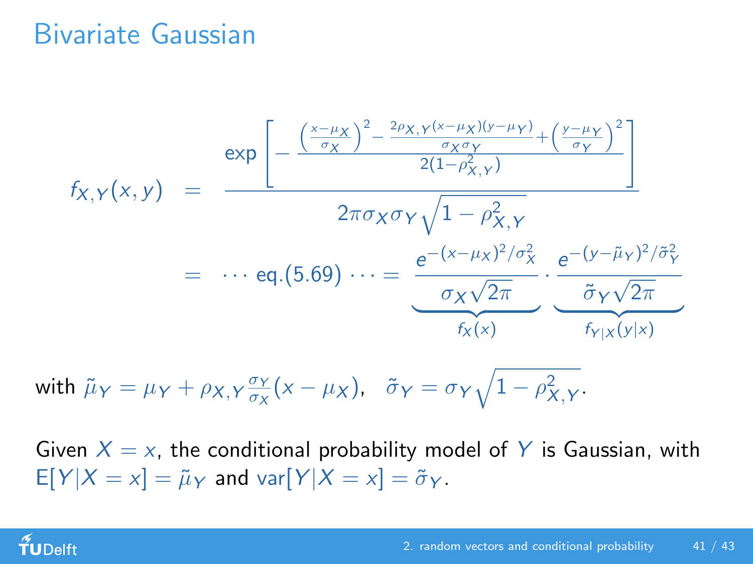# Bivariate Gaussian

$$
\begin{aligned}
f_{X,Y}(x,y) &= \frac{\exp\left[-\frac{\left(\frac{x-\mu_X}{\sigma_X}\right)^2 - \frac{2\rho_{X,Y}(x-\mu_X)(y-\mu_Y)}{\sigma_X\sigma_Y} + \left(\frac{y-\mu_Y}{\sigma_Y}\right)^2}{2(1-\rho_{X,Y}^2)}\right]}{2\pi\sigma_X\sigma_Y\sqrt{1-\rho_{X,Y}^2}} \\
&= \cdots \text{eq.}(5.69) \cdots = \underbrace{\frac{e^{-(x-\mu_X)^2/\sigma_X^2}}{\sigma_X\sqrt{2\pi}}}_{f_X(x)} \cdot \underbrace{\frac{e^{-(y-\tilde{\mu}_Y)^2/\tilde{\sigma}_Y^2}}{\tilde{\sigma}_Y\sqrt{2\pi}}}_{f_{Y|X}(y|x)}
\end{aligned}
$$

with $\tilde{\mu}_Y = \mu_Y + \rho_{X,Y}\frac{\sigma_Y}{\sigma_X}(x-\mu_X)$, $\tilde{\sigma}_Y = \sigma_Y\sqrt{1-\rho_{X,Y}^2}$.

Given $X = x$, the conditional probability model of $Y$ is Gaussian, with $\mathrm{E}[Y|X=x] = \tilde{\mu}_Y$ and $\mathrm{var}[Y|X=x] = \tilde{\sigma}_Y$.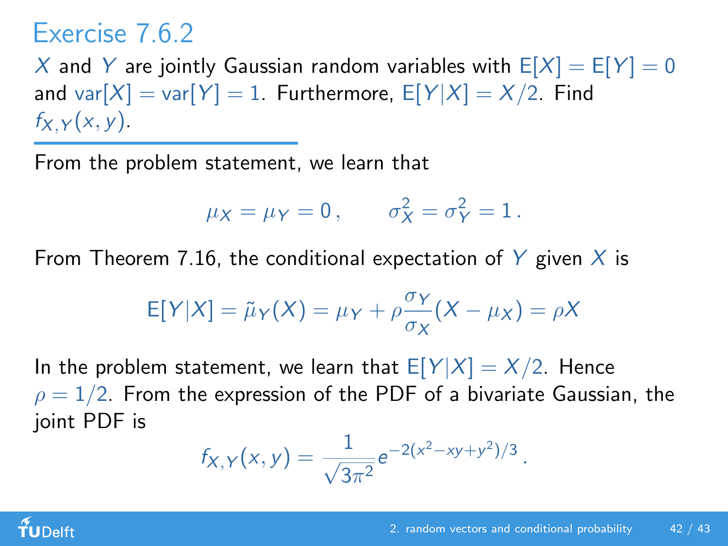## Exercise 7.6.2

$X$ and $Y$ are jointly Gaussian random variables with $\mathrm{E}[X] = \mathrm{E}[Y] = 0$ and $\mathrm{var}[X] = \mathrm{var}[Y] = 1$. Furthermore, $\mathrm{E}[Y|X] = X/2$. Find $f_{X,Y}(x, y)$.

---

From the problem statement, we learn that

$$\mu_X = \mu_Y = 0\,, \qquad \sigma_X^2 = \sigma_Y^2 = 1\,.$$

From Theorem 7.16, the conditional expectation of $Y$ given $X$ is

$$\mathrm{E}[Y|X] = \tilde{\mu}_Y(X) = \mu_Y + \rho\frac{\sigma_Y}{\sigma_X}(X - \mu_X) = \rho X$$

In the problem statement, we learn that $\mathrm{E}[Y|X] = X/2$. Hence $\rho = 1/2$. From the expression of the PDF of a bivariate Gaussian, the joint PDF is

$$f_{X,Y}(x, y) = \frac{1}{\sqrt{3\pi^2}} e^{-2(x^2 - xy + y^2)/3}\,.$$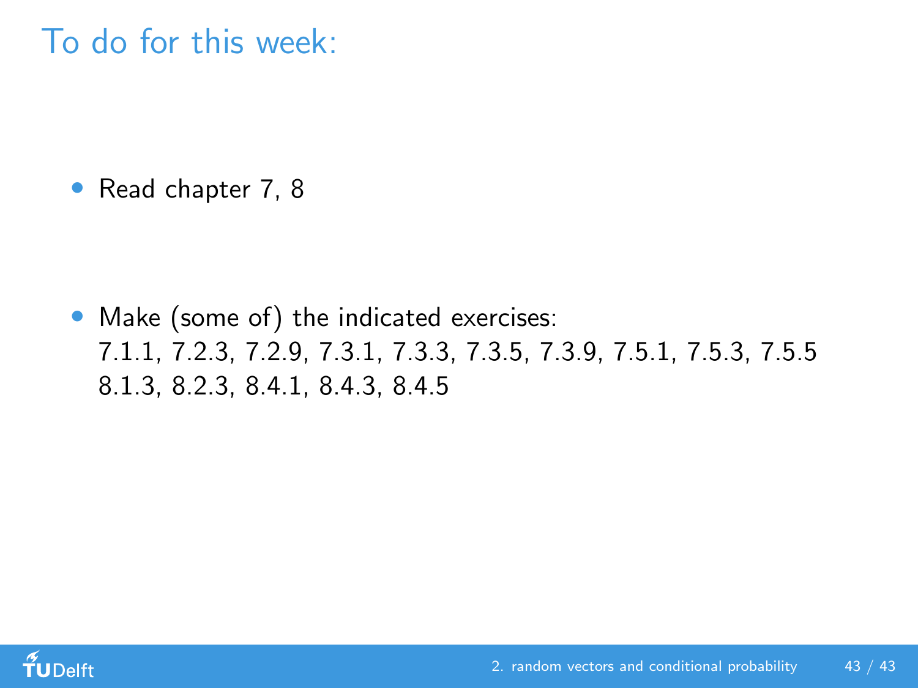# To do for this week:

- Read chapter 7, 8

- Make (some of) the indicated exercises:
  7.1.1, 7.2.3, 7.2.9, 7.3.1, 7.3.3, 7.3.5, 7.3.9, 7.5.1, 7.5.3, 7.5.5
  8.1.3, 8.2.3, 8.4.1, 8.4.3, 8.4.5